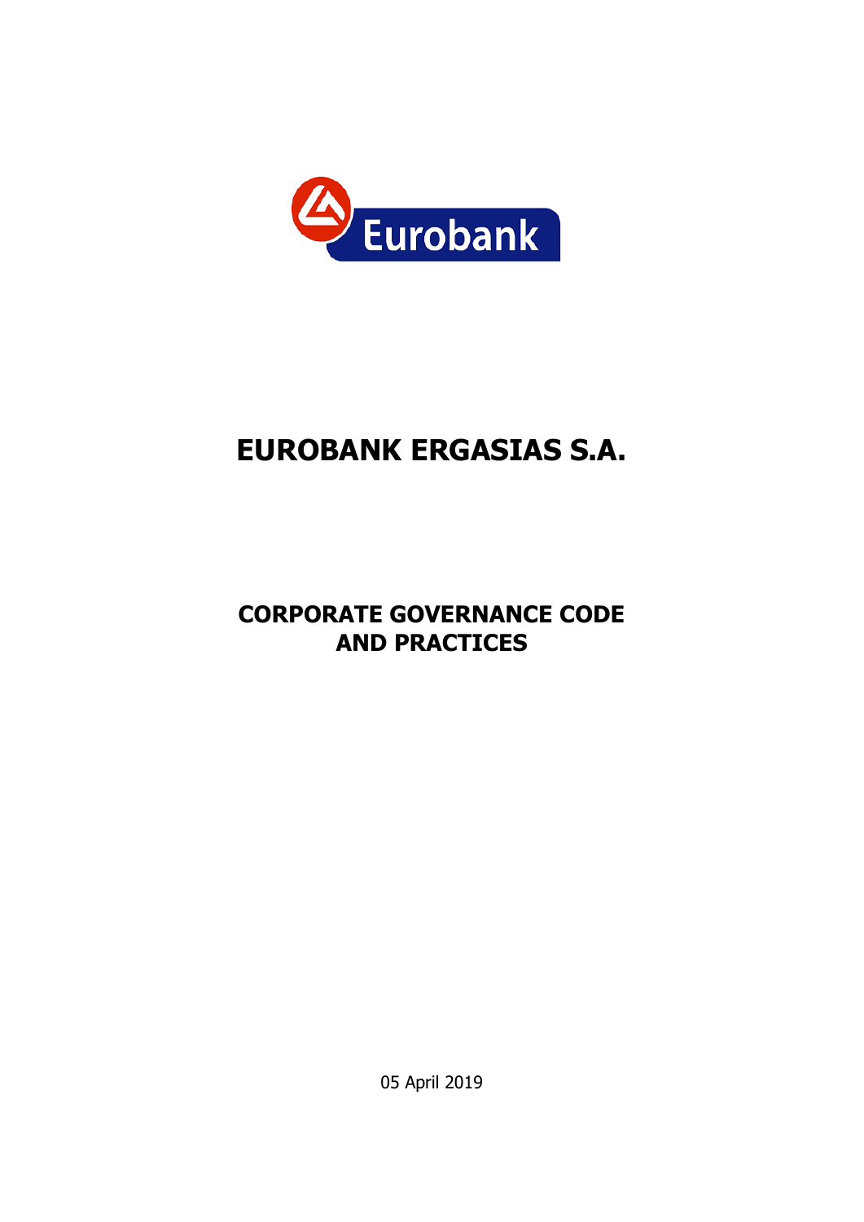Eurobank

# EUROBANK ERGASIAS S.A.

## CORPORATE GOVERNANCE CODE AND PRACTICES

05 April 2019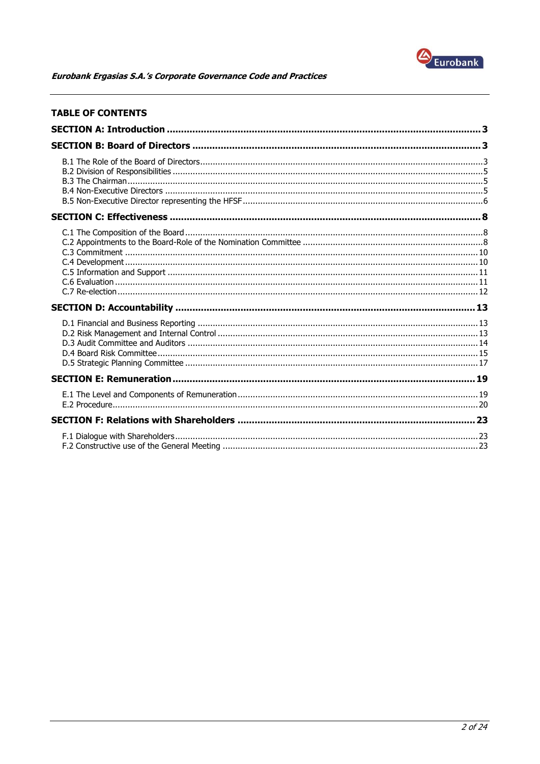## TABLE OF CONTENTS

**SECTION A: Introduction** ..... 3

**SECTION B: Board of Directors** ..... 3

- B.1 The Role of the Board of Directors ..... 3
- B.2 Division of Responsibilities ..... 5
- B.3 The Chairman ..... 5
- B.4 Non-Executive Directors ..... 5
- B.5 Non-Executive Director representing the HFSF ..... 6

**SECTION C: Effectiveness** ..... 8

- C.1 The Composition of the Board ..... 8
- C.2 Appointments to the Board-Role of the Nomination Committee ..... 8
- C.3 Commitment ..... 10
- C.4 Development ..... 10
- C.5 Information and Support ..... 11
- C.6 Evaluation ..... 11
- C.7 Re-election ..... 12

**SECTION D: Accountability** ..... 13

- D.1 Financial and Business Reporting ..... 13
- D.2 Risk Management and Internal Control ..... 13
- D.3 Audit Committee and Auditors ..... 14
- D.4 Board Risk Committee ..... 15
- D.5 Strategic Planning Committee ..... 17

**SECTION E: Remuneration** ..... 19

- E.1 The Level and Components of Remuneration ..... 19
- E.2 Procedure ..... 20

**SECTION F: Relations with Shareholders** ..... 23

- F.1 Dialogue with Shareholders ..... 23
- F.2 Constructive use of the General Meeting ..... 23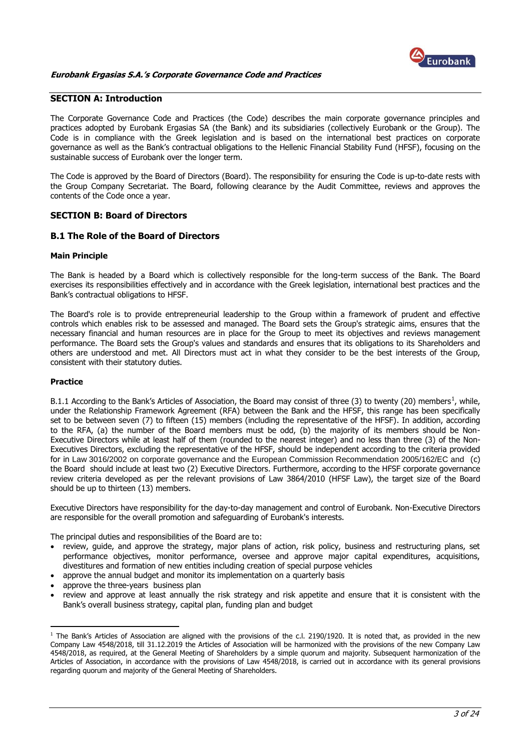*Eurobank Ergasias S.A.'s Corporate Governance Code and Practices*

## SECTION A: Introduction

The Corporate Governance Code and Practices (the Code) describes the main corporate governance principles and practices adopted by Eurobank Ergasias SA (the Bank) and its subsidiaries (collectively Eurobank or the Group). The Code is in compliance with the Greek legislation and is based on the international best practices on corporate governance as well as the Bank's contractual obligations to the Hellenic Financial Stability Fund (HFSF), focusing on the sustainable success of Eurobank over the longer term.

The Code is approved by the Board of Directors (Board). The responsibility for ensuring the Code is up-to-date rests with the Group Company Secretariat. The Board, following clearance by the Audit Committee, reviews and approves the contents of the Code once a year.

## SECTION B: Board of Directors

### B.1 The Role of the Board of Directors

#### Main Principle

The Bank is headed by a Board which is collectively responsible for the long-term success of the Bank. The Board exercises its responsibilities effectively and in accordance with the Greek legislation, international best practices and the Bank's contractual obligations to HFSF.

The Board's role is to provide entrepreneurial leadership to the Group within a framework of prudent and effective controls which enables risk to be assessed and managed. The Board sets the Group's strategic aims, ensures that the necessary financial and human resources are in place for the Group to meet its objectives and reviews management performance. The Board sets the Group's values and standards and ensures that its obligations to its Shareholders and others are understood and met. All Directors must act in what they consider to be the best interests of the Group, consistent with their statutory duties.

#### Practice

B.1.1 According to the Bank's Articles of Association, the Board may consist of three (3) to twenty (20) members[1], while, under the Relationship Framework Agreement (RFA) between the Bank and the HFSF, this range has been specifically set to be between seven (7) to fifteen (15) members (including the representative of the HFSF). In addition, according to the RFA, (a) the number of the Board members must be odd, (b) the majority of its members should be Non-Executive Directors while at least half of them (rounded to the nearest integer) and no less than three (3) of the Non-Executives Directors, excluding the representative of the HFSF, should be independent according to the criteria provided for in Law 3016/2002 on corporate governance and the European Commission Recommendation 2005/162/EC and (c) the Board should include at least two (2) Executive Directors. Furthermore, according to the HFSF corporate governance review criteria developed as per the relevant provisions of Law 3864/2010 (HFSF Law), the target size of the Board should be up to thirteen (13) members.

Executive Directors have responsibility for the day-to-day management and control of Eurobank. Non-Executive Directors are responsible for the overall promotion and safeguarding of Eurobank's interests.

The principal duties and responsibilities of the Board are to:

- review, guide, and approve the strategy, major plans of action, risk policy, business and restructuring plans, set performance objectives, monitor performance, oversee and approve major capital expenditures, acquisitions, divestitures and formation of new entities including creation of special purpose vehicles
- approve the annual budget and monitor its implementation on a quarterly basis
- approve the three-years business plan
- review and approve at least annually the risk strategy and risk appetite and ensure that it is consistent with the Bank's overall business strategy, capital plan, funding plan and budget

---

[1] The Bank's Articles of Association are aligned with the provisions of the c.l. 2190/1920. It is noted that, as provided in the new Company Law 4548/2018, till 31.12.2019 the Articles of Association will be harmonized with the provisions of the new Company Law 4548/2018, as required, at the General Meeting of Shareholders by a simple quorum and majority. Subsequent harmonization of the Articles of Association, in accordance with the provisions of Law 4548/2018, is carried out in accordance with its general provisions regarding quorum and majority of the General Meeting of Shareholders.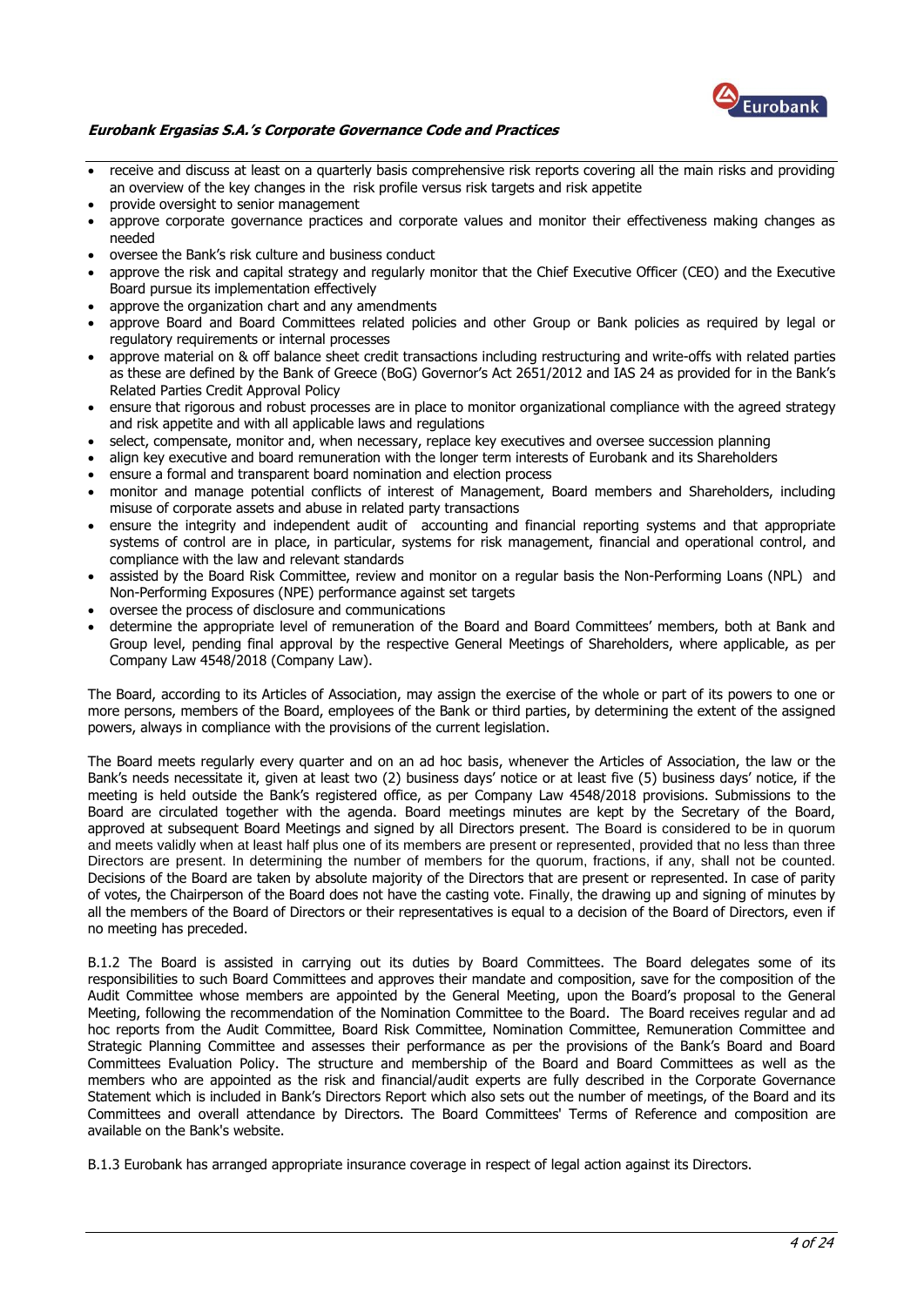- receive and discuss at least on a quarterly basis comprehensive risk reports covering all the main risks and providing an overview of the key changes in the risk profile versus risk targets and risk appetite
- provide oversight to senior management
- approve corporate governance practices and corporate values and monitor their effectiveness making changes as needed
- oversee the Bank's risk culture and business conduct
- approve the risk and capital strategy and regularly monitor that the Chief Executive Officer (CEO) and the Executive Board pursue its implementation effectively
- approve the organization chart and any amendments
- approve Board and Board Committees related policies and other Group or Bank policies as required by legal or regulatory requirements or internal processes
- approve material on & off balance sheet credit transactions including restructuring and write-offs with related parties as these are defined by the Bank of Greece (BoG) Governor's Act 2651/2012 and IAS 24 as provided for in the Bank's Related Parties Credit Approval Policy
- ensure that rigorous and robust processes are in place to monitor organizational compliance with the agreed strategy and risk appetite and with all applicable laws and regulations
- select, compensate, monitor and, when necessary, replace key executives and oversee succession planning
- align key executive and board remuneration with the longer term interests of Eurobank and its Shareholders
- ensure a formal and transparent board nomination and election process
- monitor and manage potential conflicts of interest of Management, Board members and Shareholders, including misuse of corporate assets and abuse in related party transactions
- ensure the integrity and independent audit of accounting and financial reporting systems and that appropriate systems of control are in place, in particular, systems for risk management, financial and operational control, and compliance with the law and relevant standards
- assisted by the Board Risk Committee, review and monitor on a regular basis the Non-Performing Loans (NPL) and Non-Performing Exposures (NPE) performance against set targets
- oversee the process of disclosure and communications
- determine the appropriate level of remuneration of the Board and Board Committees' members, both at Bank and Group level, pending final approval by the respective General Meetings of Shareholders, where applicable, as per Company Law 4548/2018 (Company Law).

The Board, according to its Articles of Association, may assign the exercise of the whole or part of its powers to one or more persons, members of the Board, employees of the Bank or third parties, by determining the extent of the assigned powers, always in compliance with the provisions of the current legislation.

The Board meets regularly every quarter and on an ad hoc basis, whenever the Articles of Association, the law or the Bank's needs necessitate it, given at least two (2) business days' notice or at least five (5) business days' notice, if the meeting is held outside the Bank's registered office, as per Company Law 4548/2018 provisions. Submissions to the Board are circulated together with the agenda. Board meetings minutes are kept by the Secretary of the Board, approved at subsequent Board Meetings and signed by all Directors present. The Board is considered to be in quorum and meets validly when at least half plus one of its members are present or represented, provided that no less than three Directors are present. In determining the number of members for the quorum, fractions, if any, shall not be counted. Decisions of the Board are taken by absolute majority of the Directors that are present or represented. In case of parity of votes, the Chairperson of the Board does not have the casting vote. Finally, the drawing up and signing of minutes by all the members of the Board of Directors or their representatives is equal to a decision of the Board of Directors, even if no meeting has preceded.

B.1.2 The Board is assisted in carrying out its duties by Board Committees. The Board delegates some of its responsibilities to such Board Committees and approves their mandate and composition, save for the composition of the Audit Committee whose members are appointed by the General Meeting, upon the Board's proposal to the General Meeting, following the recommendation of the Nomination Committee to the Board. The Board receives regular and ad hoc reports from the Audit Committee, Board Risk Committee, Nomination Committee, Remuneration Committee and Strategic Planning Committee and assesses their performance as per the provisions of the Bank's Board and Board Committees Evaluation Policy. The structure and membership of the Board and Board Committees as well as the members who are appointed as the risk and financial/audit experts are fully described in the Corporate Governance Statement which is included in Bank's Directors Report which also sets out the number of meetings, of the Board and its Committees and overall attendance by Directors. The Board Committees' Terms of Reference and composition are available on the Bank's website.

B.1.3 Eurobank has arranged appropriate insurance coverage in respect of legal action against its Directors.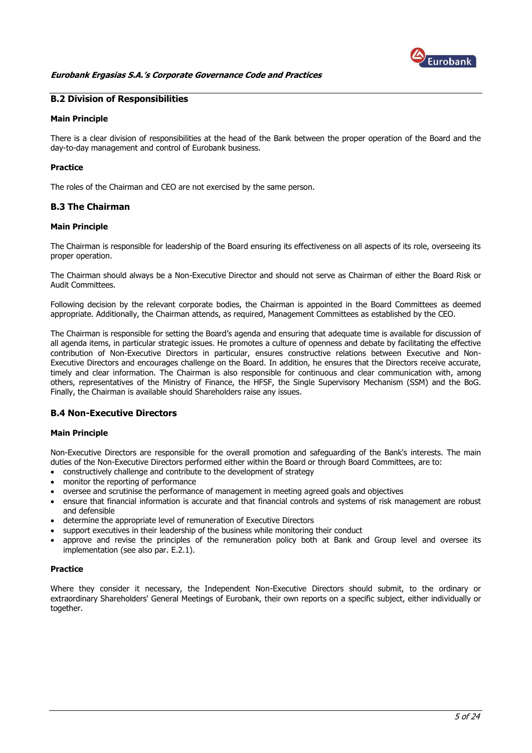## B.2 Division of Responsibilities

### Main Principle

There is a clear division of responsibilities at the head of the Bank between the proper operation of the Board and the day-to-day management and control of Eurobank business.

### Practice

The roles of the Chairman and CEO are not exercised by the same person.

## B.3 The Chairman

### Main Principle

The Chairman is responsible for leadership of the Board ensuring its effectiveness on all aspects of its role, overseeing its proper operation.

The Chairman should always be a Non-Executive Director and should not serve as Chairman of either the Board Risk or Audit Committees.

Following decision by the relevant corporate bodies, the Chairman is appointed in the Board Committees as deemed appropriate. Additionally, the Chairman attends, as required, Management Committees as established by the CEO.

The Chairman is responsible for setting the Board's agenda and ensuring that adequate time is available for discussion of all agenda items, in particular strategic issues. He promotes a culture of openness and debate by facilitating the effective contribution of Non-Executive Directors in particular, ensures constructive relations between Executive and Non-Executive Directors and encourages challenge on the Board. In addition, he ensures that the Directors receive accurate, timely and clear information. The Chairman is also responsible for continuous and clear communication with, among others, representatives of the Ministry of Finance, the HFSF, the Single Supervisory Mechanism (SSM) and the BoG. Finally, the Chairman is available should Shareholders raise any issues.

## B.4 Non-Executive Directors

### Main Principle

Non-Executive Directors are responsible for the overall promotion and safeguarding of the Bank's interests. The main duties of the Non-Executive Directors performed either within the Board or through Board Committees, are to:

- constructively challenge and contribute to the development of strategy
- monitor the reporting of performance
- oversee and scrutinise the performance of management in meeting agreed goals and objectives
- ensure that financial information is accurate and that financial controls and systems of risk management are robust and defensible
- determine the appropriate level of remuneration of Executive Directors
- support executives in their leadership of the business while monitoring their conduct
- approve and revise the principles of the remuneration policy both at Bank and Group level and oversee its implementation (see also par. E.2.1).

### Practice

Where they consider it necessary, the Independent Non-Executive Directors should submit, to the ordinary or extraordinary Shareholders' General Meetings of Eurobank, their own reports on a specific subject, either individually or together.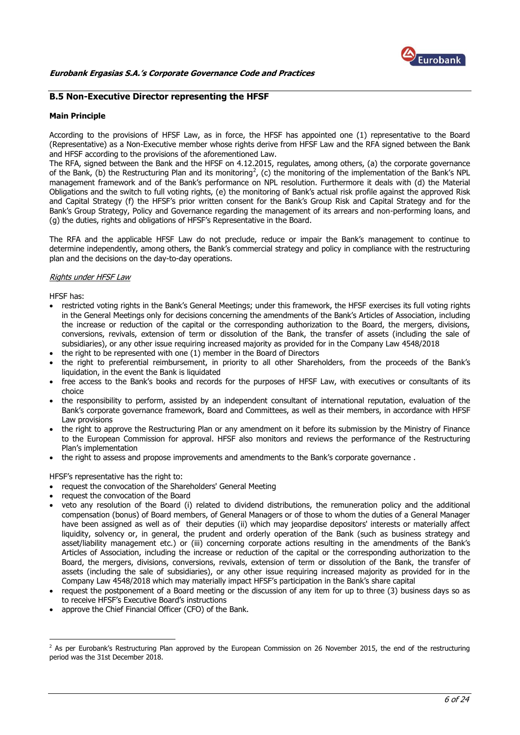## B.5 Non-Executive Director representing the HFSF

### Main Principle

According to the provisions of HFSF Law, as in force, the HFSF has appointed one (1) representative to the Board (Representative) as a Non-Executive member whose rights derive from HFSF Law and the RFA signed between the Bank and HFSF according to the provisions of the aforementioned Law.
The RFA, signed between the Bank and the HFSF on 4.12.2015, regulates, among others, (a) the corporate governance of the Bank, (b) the Restructuring Plan and its monitoring[2], (c) the monitoring of the implementation of the Bank's NPL management framework and of the Bank's performance on NPL resolution. Furthermore it deals with (d) the Material Obligations and the switch to full voting rights, (e) the monitoring of Bank's actual risk profile against the approved Risk and Capital Strategy (f) the HFSF's prior written consent for the Bank's Group Risk and Capital Strategy and for the Bank's Group Strategy, Policy and Governance regarding the management of its arrears and non-performing loans, and (g) the duties, rights and obligations of HFSF's Representative in the Board.

The RFA and the applicable HFSF Law do not preclude, reduce or impair the Bank's management to continue to determine independently, among others, the Bank's commercial strategy and policy in compliance with the restructuring plan and the decisions on the day-to-day operations.

<u>Rights under HFSF Law</u>

HFSF has:

- restricted voting rights in the Bank's General Meetings; under this framework, the HFSF exercises its full voting rights in the General Meetings only for decisions concerning the amendments of the Bank's Articles of Association, including the increase or reduction of the capital or the corresponding authorization to the Board, the mergers, divisions, conversions, revivals, extension of term or dissolution of the Bank, the transfer of assets (including the sale of subsidiaries), or any other issue requiring increased majority as provided for in the Company Law 4548/2018
- the right to be represented with one (1) member in the Board of Directors
- the right to preferential reimbursement, in priority to all other Shareholders, from the proceeds of the Bank's liquidation, in the event the Bank is liquidated
- free access to the Bank's books and records for the purposes of HFSF Law, with executives or consultants of its choice
- the responsibility to perform, assisted by an independent consultant of international reputation, evaluation of the Bank's corporate governance framework, Board and Committees, as well as their members, in accordance with HFSF Law provisions
- the right to approve the Restructuring Plan or any amendment on it before its submission by the Ministry of Finance to the European Commission for approval. HFSF also monitors and reviews the performance of the Restructuring Plan's implementation
- the right to assess and propose improvements and amendments to the Bank's corporate governance .

HFSF's representative has the right to:

- request the convocation of the Shareholders' General Meeting
- request the convocation of the Board
- veto any resolution of the Board (i) related to dividend distributions, the remuneration policy and the additional compensation (bonus) of Board members, of General Managers or of those to whom the duties of a General Manager have been assigned as well as of their deputies (ii) which may jeopardise depositors' interests or materially affect liquidity, solvency or, in general, the prudent and orderly operation of the Bank (such as business strategy and asset/liability management etc.) or (iii) concerning corporate actions resulting in the amendments of the Bank's Articles of Association, including the increase or reduction of the capital or the corresponding authorization to the Board, the mergers, divisions, conversions, revivals, extension of term or dissolution of the Bank, the transfer of assets (including the sale of subsidiaries), or any other issue requiring increased majority as provided for in the Company Law 4548/2018 which may materially impact HFSF's participation in the Bank's share capital
- request the postponement of a Board meeting or the discussion of any item for up to three (3) business days so as to receive HFSF's Executive Board's instructions
- approve the Chief Financial Officer (CFO) of the Bank.

[2] As per Eurobank's Restructuring Plan approved by the European Commission on 26 November 2015, the end of the restructuring period was the 31st December 2018.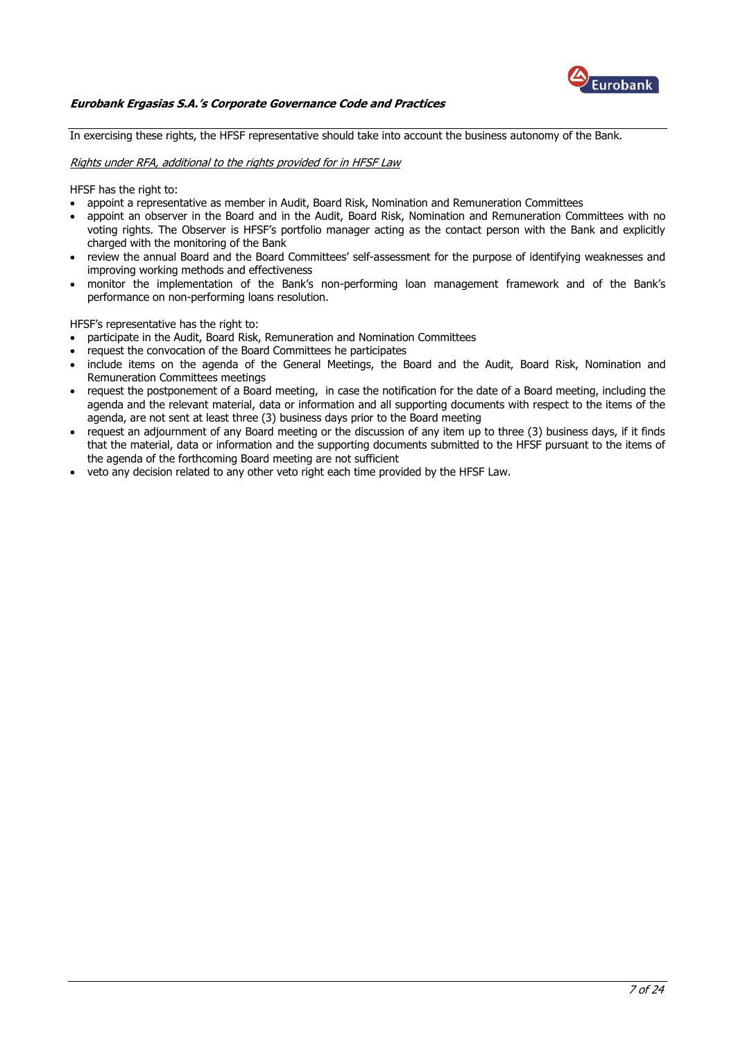In exercising these rights, the HFSF representative should take into account the business autonomy of the Bank.

*Rights under RFA, additional to the rights provided for in HFSF Law*

HFSF has the right to:

- appoint a representative as member in Audit, Board Risk, Nomination and Remuneration Committees
- appoint an observer in the Board and in the Audit, Board Risk, Nomination and Remuneration Committees with no voting rights. The Observer is HFSF's portfolio manager acting as the contact person with the Bank and explicitly charged with the monitoring of the Bank
- review the annual Board and the Board Committees' self-assessment for the purpose of identifying weaknesses and improving working methods and effectiveness
- monitor the implementation of the Bank's non-performing loan management framework and of the Bank's performance on non-performing loans resolution.

HFSF's representative has the right to:

- participate in the Audit, Board Risk, Remuneration and Nomination Committees
- request the convocation of the Board Committees he participates
- include items on the agenda of the General Meetings, the Board and the Audit, Board Risk, Nomination and Remuneration Committees meetings
- request the postponement of a Board meeting, in case the notification for the date of a Board meeting, including the agenda and the relevant material, data or information and all supporting documents with respect to the items of the agenda, are not sent at least three (3) business days prior to the Board meeting
- request an adjournment of any Board meeting or the discussion of any item up to three (3) business days, if it finds that the material, data or information and the supporting documents submitted to the HFSF pursuant to the items of the agenda of the forthcoming Board meeting are not sufficient
- veto any decision related to any other veto right each time provided by the HFSF Law.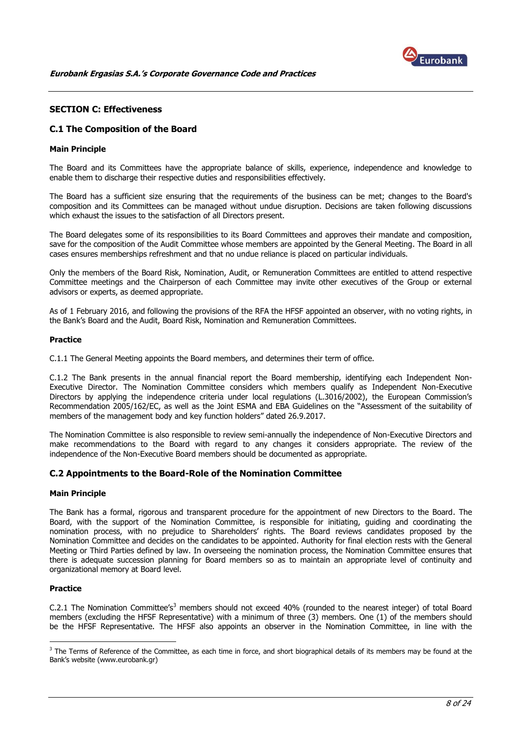## SECTION C: Effectiveness

### C.1 The Composition of the Board

#### Main Principle

The Board and its Committees have the appropriate balance of skills, experience, independence and knowledge to enable them to discharge their respective duties and responsibilities effectively.

The Board has a sufficient size ensuring that the requirements of the business can be met; changes to the Board's composition and its Committees can be managed without undue disruption. Decisions are taken following discussions which exhaust the issues to the satisfaction of all Directors present.

The Board delegates some of its responsibilities to its Board Committees and approves their mandate and composition, save for the composition of the Audit Committee whose members are appointed by the General Meeting. The Board in all cases ensures memberships refreshment and that no undue reliance is placed on particular individuals.

Only the members of the Board Risk, Nomination, Audit, or Remuneration Committees are entitled to attend respective Committee meetings and the Chairperson of each Committee may invite other executives of the Group or external advisors or experts, as deemed appropriate.

As of 1 February 2016, and following the provisions of the RFA the HFSF appointed an observer, with no voting rights, in the Bank's Board and the Audit, Board Risk, Nomination and Remuneration Committees.

#### Practice

C.1.1 The General Meeting appoints the Board members, and determines their term of office.

C.1.2 The Bank presents in the annual financial report the Board membership, identifying each Independent Non-Executive Director. The Nomination Committee considers which members qualify as Independent Non-Executive Directors by applying the independence criteria under local regulations (L.3016/2002), the European Commission's Recommendation 2005/162/EC, as well as the Joint ESMA and EBA Guidelines on the "Assessment of the suitability of members of the management body and key function holders" dated 26.9.2017.

The Nomination Committee is also responsible to review semi-annually the independence of Non-Executive Directors and make recommendations to the Board with regard to any changes it considers appropriate. The review of the independence of the Non-Executive Board members should be documented as appropriate.

### C.2 Appointments to the Board-Role of the Nomination Committee

#### Main Principle

The Bank has a formal, rigorous and transparent procedure for the appointment of new Directors to the Board. The Board, with the support of the Nomination Committee, is responsible for initiating, guiding and coordinating the nomination process, with no prejudice to Shareholders' rights. The Board reviews candidates proposed by the Nomination Committee and decides on the candidates to be appointed. Authority for final election rests with the General Meeting or Third Parties defined by law. In overseeing the nomination process, the Nomination Committee ensures that there is adequate succession planning for Board members so as to maintain an appropriate level of continuity and organizational memory at Board level.

#### Practice

C.2.1 The Nomination Committee's[3] members should not exceed 40% (rounded to the nearest integer) of total Board members (excluding the HFSF Representative) with a minimum of three (3) members. One (1) of the members should be the HFSF Representative. The HFSF also appoints an observer in the Nomination Committee, in line with the

---

[3] The Terms of Reference of the Committee, as each time in force, and short biographical details of its members may be found at the Bank's website (www.eurobank.gr)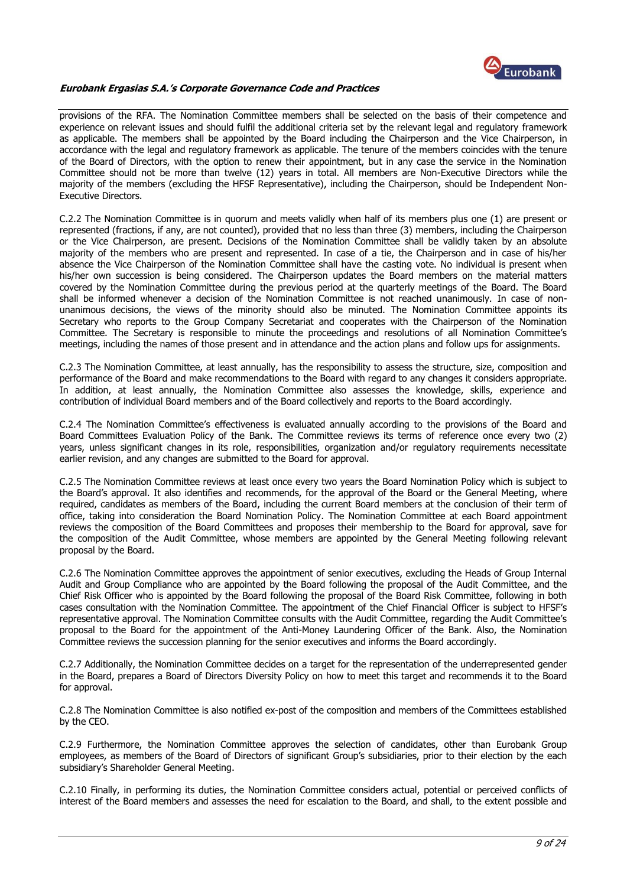provisions of the RFA. The Nomination Committee members shall be selected on the basis of their competence and experience on relevant issues and should fulfil the additional criteria set by the relevant legal and regulatory framework as applicable. The members shall be appointed by the Board including the Chairperson and the Vice Chairperson, in accordance with the legal and regulatory framework as applicable. The tenure of the members coincides with the tenure of the Board of Directors, with the option to renew their appointment, but in any case the service in the Nomination Committee should not be more than twelve (12) years in total. All members are Non-Executive Directors while the majority of the members (excluding the HFSF Representative), including the Chairperson, should be Independent Non-Executive Directors.

C.2.2 The Nomination Committee is in quorum and meets validly when half of its members plus one (1) are present or represented (fractions, if any, are not counted), provided that no less than three (3) members, including the Chairperson or the Vice Chairperson, are present. Decisions of the Nomination Committee shall be validly taken by an absolute majority of the members who are present and represented. In case of a tie, the Chairperson and in case of his/her absence the Vice Chairperson of the Nomination Committee shall have the casting vote. No individual is present when his/her own succession is being considered. The Chairperson updates the Board members on the material matters covered by the Nomination Committee during the previous period at the quarterly meetings of the Board. The Board shall be informed whenever a decision of the Nomination Committee is not reached unanimously. In case of non-unanimous decisions, the views of the minority should also be minuted. The Nomination Committee appoints its Secretary who reports to the Group Company Secretariat and cooperates with the Chairperson of the Nomination Committee. The Secretary is responsible to minute the proceedings and resolutions of all Nomination Committee's meetings, including the names of those present and in attendance and the action plans and follow ups for assignments.

C.2.3 The Nomination Committee, at least annually, has the responsibility to assess the structure, size, composition and performance of the Board and make recommendations to the Board with regard to any changes it considers appropriate. In addition, at least annually, the Nomination Committee also assesses the knowledge, skills, experience and contribution of individual Board members and of the Board collectively and reports to the Board accordingly.

C.2.4 The Nomination Committee's effectiveness is evaluated annually according to the provisions of the Board and Board Committees Evaluation Policy of the Bank. The Committee reviews its terms of reference once every two (2) years, unless significant changes in its role, responsibilities, organization and/or regulatory requirements necessitate earlier revision, and any changes are submitted to the Board for approval.

C.2.5 The Nomination Committee reviews at least once every two years the Board Nomination Policy which is subject to the Board's approval. It also identifies and recommends, for the approval of the Board or the General Meeting, where required, candidates as members of the Board, including the current Board members at the conclusion of their term of office, taking into consideration the Board Nomination Policy. The Nomination Committee at each Board appointment reviews the composition of the Board Committees and proposes their membership to the Board for approval, save for the composition of the Audit Committee, whose members are appointed by the General Meeting following relevant proposal by the Board.

C.2.6 The Nomination Committee approves the appointment of senior executives, excluding the Heads of Group Internal Audit and Group Compliance who are appointed by the Board following the proposal of the Audit Committee, and the Chief Risk Officer who is appointed by the Board following the proposal of the Board Risk Committee, following in both cases consultation with the Nomination Committee. The appointment of the Chief Financial Officer is subject to HFSF's representative approval. The Nomination Committee consults with the Audit Committee, regarding the Audit Committee's proposal to the Board for the appointment of the Anti-Money Laundering Officer of the Bank. Also, the Nomination Committee reviews the succession planning for the senior executives and informs the Board accordingly.

C.2.7 Additionally, the Nomination Committee decides on a target for the representation of the underrepresented gender in the Board, prepares a Board of Directors Diversity Policy on how to meet this target and recommends it to the Board for approval.

C.2.8 The Nomination Committee is also notified ex-post of the composition and members of the Committees established by the CEO.

C.2.9 Furthermore, the Nomination Committee approves the selection of candidates, other than Eurobank Group employees, as members of the Board of Directors of significant Group's subsidiaries, prior to their election by the each subsidiary's Shareholder General Meeting.

C.2.10 Finally, in performing its duties, the Nomination Committee considers actual, potential or perceived conflicts of interest of the Board members and assesses the need for escalation to the Board, and shall, to the extent possible and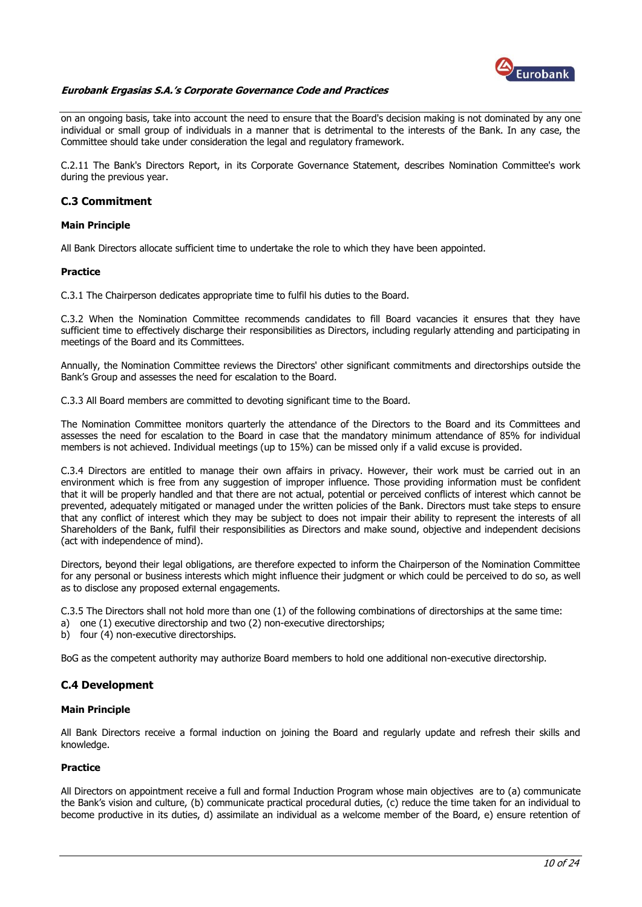on an ongoing basis, take into account the need to ensure that the Board's decision making is not dominated by any one individual or small group of individuals in a manner that is detrimental to the interests of the Bank. In any case, the Committee should take under consideration the legal and regulatory framework.

C.2.11 The Bank's Directors Report, in its Corporate Governance Statement, describes Nomination Committee's work during the previous year.

## C.3 Commitment

**Main Principle**

All Bank Directors allocate sufficient time to undertake the role to which they have been appointed.

**Practice**

C.3.1 The Chairperson dedicates appropriate time to fulfil his duties to the Board.

C.3.2 When the Nomination Committee recommends candidates to fill Board vacancies it ensures that they have sufficient time to effectively discharge their responsibilities as Directors, including regularly attending and participating in meetings of the Board and its Committees.

Annually, the Nomination Committee reviews the Directors' other significant commitments and directorships outside the Bank's Group and assesses the need for escalation to the Board.

C.3.3 All Board members are committed to devoting significant time to the Board.

The Nomination Committee monitors quarterly the attendance of the Directors to the Board and its Committees and assesses the need for escalation to the Board in case that the mandatory minimum attendance of 85% for individual members is not achieved. Individual meetings (up to 15%) can be missed only if a valid excuse is provided.

C.3.4 Directors are entitled to manage their own affairs in privacy. However, their work must be carried out in an environment which is free from any suggestion of improper influence. Those providing information must be confident that it will be properly handled and that there are not actual, potential or perceived conflicts of interest which cannot be prevented, adequately mitigated or managed under the written policies of the Bank. Directors must take steps to ensure that any conflict of interest which they may be subject to does not impair their ability to represent the interests of all Shareholders of the Bank, fulfil their responsibilities as Directors and make sound, objective and independent decisions (act with independence of mind).

Directors, beyond their legal obligations, are therefore expected to inform the Chairperson of the Nomination Committee for any personal or business interests which might influence their judgment or which could be perceived to do so, as well as to disclose any proposed external engagements.

C.3.5 The Directors shall not hold more than one (1) of the following combinations of directorships at the same time:

a) one (1) executive directorship and two (2) non-executive directorships;
b) four (4) non-executive directorships.

BoG as the competent authority may authorize Board members to hold one additional non-executive directorship.

## C.4 Development

**Main Principle**

All Bank Directors receive a formal induction on joining the Board and regularly update and refresh their skills and knowledge.

**Practice**

All Directors on appointment receive a full and formal Induction Program whose main objectives are to (a) communicate the Bank's vision and culture, (b) communicate practical procedural duties, (c) reduce the time taken for an individual to become productive in its duties, d) assimilate an individual as a welcome member of the Board, e) ensure retention of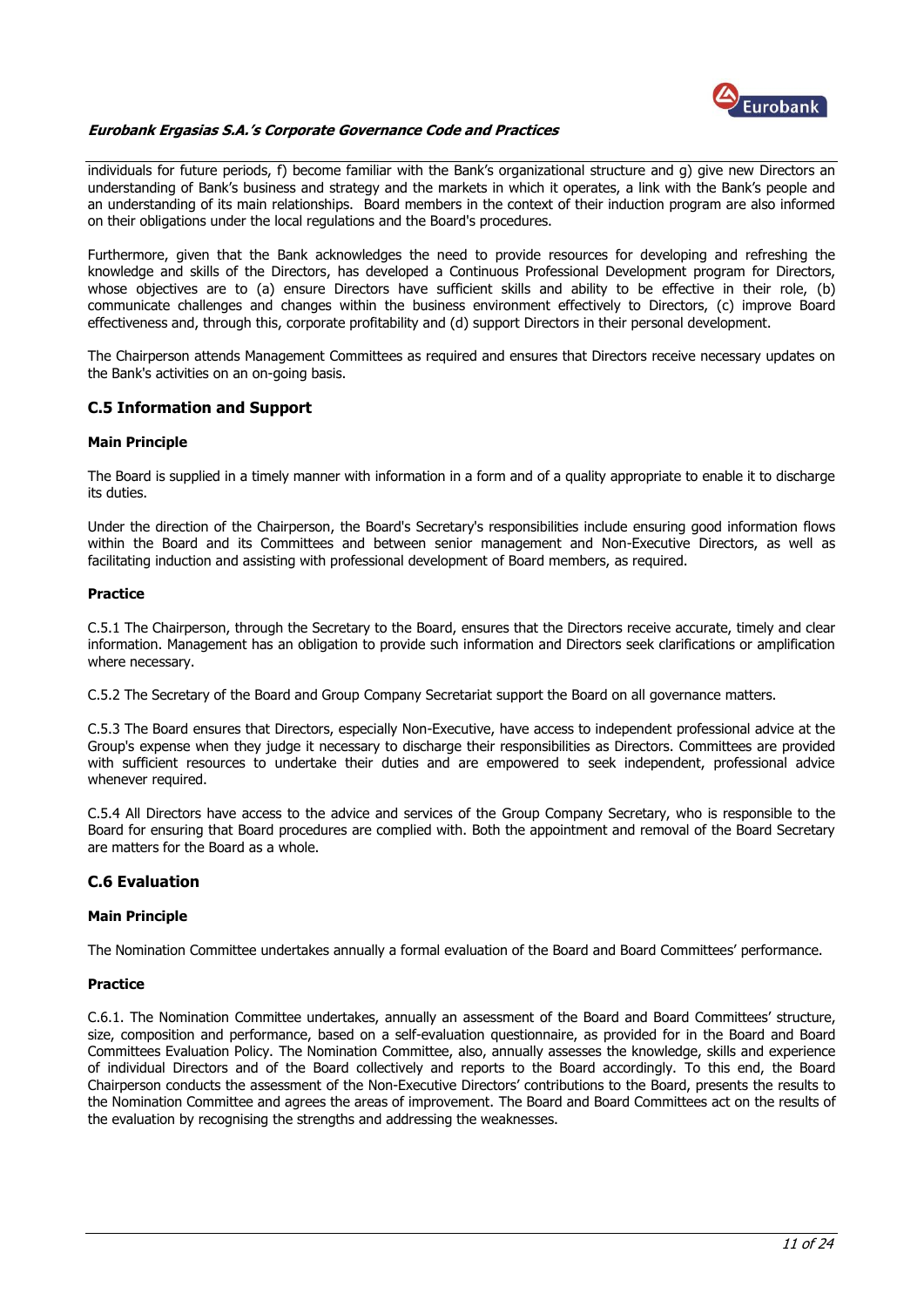individuals for future periods, f) become familiar with the Bank's organizational structure and g) give new Directors an understanding of Bank's business and strategy and the markets in which it operates, a link with the Bank's people and an understanding of its main relationships. Board members in the context of their induction program are also informed on their obligations under the local regulations and the Board's procedures.

Furthermore, given that the Bank acknowledges the need to provide resources for developing and refreshing the knowledge and skills of the Directors, has developed a Continuous Professional Development program for Directors, whose objectives are to (a) ensure Directors have sufficient skills and ability to be effective in their role, (b) communicate challenges and changes within the business environment effectively to Directors, (c) improve Board effectiveness and, through this, corporate profitability and (d) support Directors in their personal development.

The Chairperson attends Management Committees as required and ensures that Directors receive necessary updates on the Bank's activities on an on-going basis.

## C.5 Information and Support

### Main Principle

The Board is supplied in a timely manner with information in a form and of a quality appropriate to enable it to discharge its duties.

Under the direction of the Chairperson, the Board's Secretary's responsibilities include ensuring good information flows within the Board and its Committees and between senior management and Non-Executive Directors, as well as facilitating induction and assisting with professional development of Board members, as required.

### Practice

C.5.1 The Chairperson, through the Secretary to the Board, ensures that the Directors receive accurate, timely and clear information. Management has an obligation to provide such information and Directors seek clarifications or amplification where necessary.

C.5.2 The Secretary of the Board and Group Company Secretariat support the Board on all governance matters.

C.5.3 The Board ensures that Directors, especially Non-Executive, have access to independent professional advice at the Group's expense when they judge it necessary to discharge their responsibilities as Directors. Committees are provided with sufficient resources to undertake their duties and are empowered to seek independent, professional advice whenever required.

C.5.4 All Directors have access to the advice and services of the Group Company Secretary, who is responsible to the Board for ensuring that Board procedures are complied with. Both the appointment and removal of the Board Secretary are matters for the Board as a whole.

## C.6 Evaluation

### Main Principle

The Nomination Committee undertakes annually a formal evaluation of the Board and Board Committees' performance.

### Practice

C.6.1. The Nomination Committee undertakes, annually an assessment of the Board and Board Committees' structure, size, composition and performance, based on a self-evaluation questionnaire, as provided for in the Board and Board Committees Evaluation Policy. The Nomination Committee, also, annually assesses the knowledge, skills and experience of individual Directors and of the Board collectively and reports to the Board accordingly. To this end, the Board Chairperson conducts the assessment of the Non-Executive Directors' contributions to the Board, presents the results to the Nomination Committee and agrees the areas of improvement. The Board and Board Committees act on the results of the evaluation by recognising the strengths and addressing the weaknesses.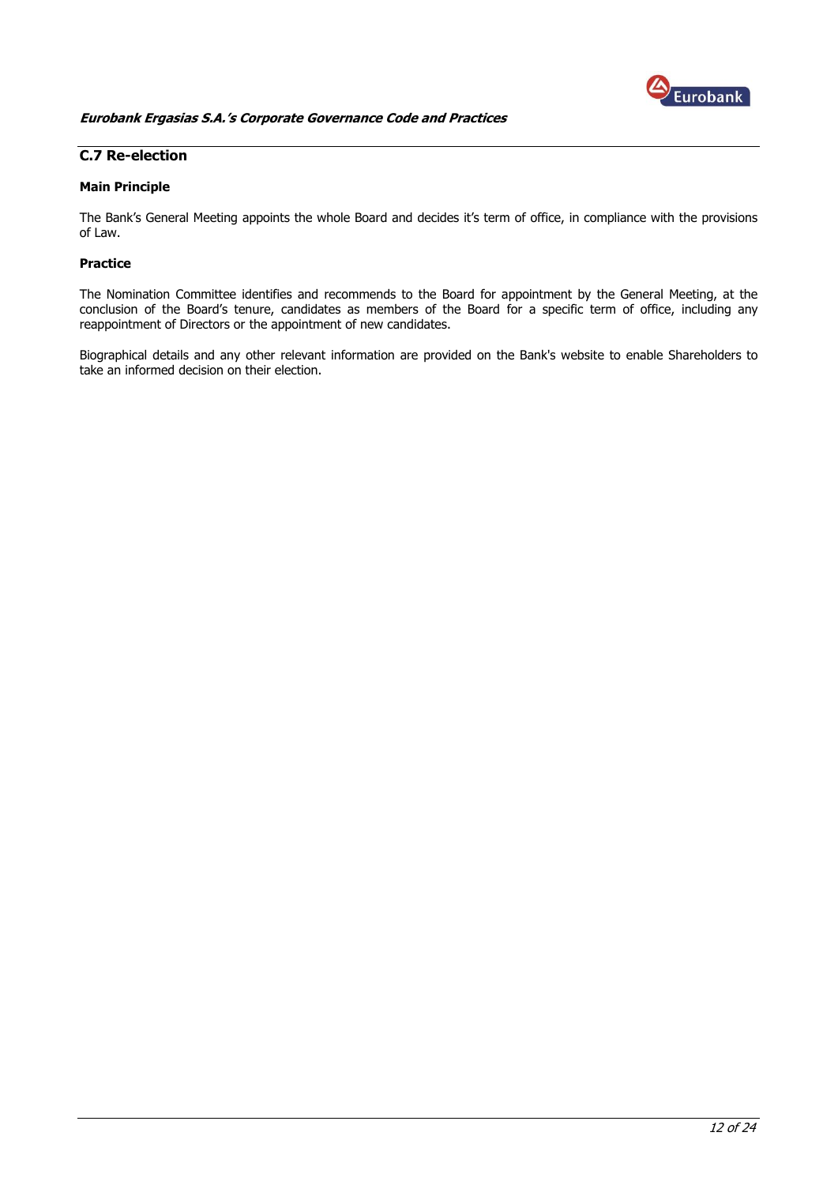## C.7 Re-election

### Main Principle

The Bank's General Meeting appoints the whole Board and decides it's term of office, in compliance with the provisions of Law.

### Practice

The Nomination Committee identifies and recommends to the Board for appointment by the General Meeting, at the conclusion of the Board's tenure, candidates as members of the Board for a specific term of office, including any reappointment of Directors or the appointment of new candidates.

Biographical details and any other relevant information are provided on the Bank's website to enable Shareholders to take an informed decision on their election.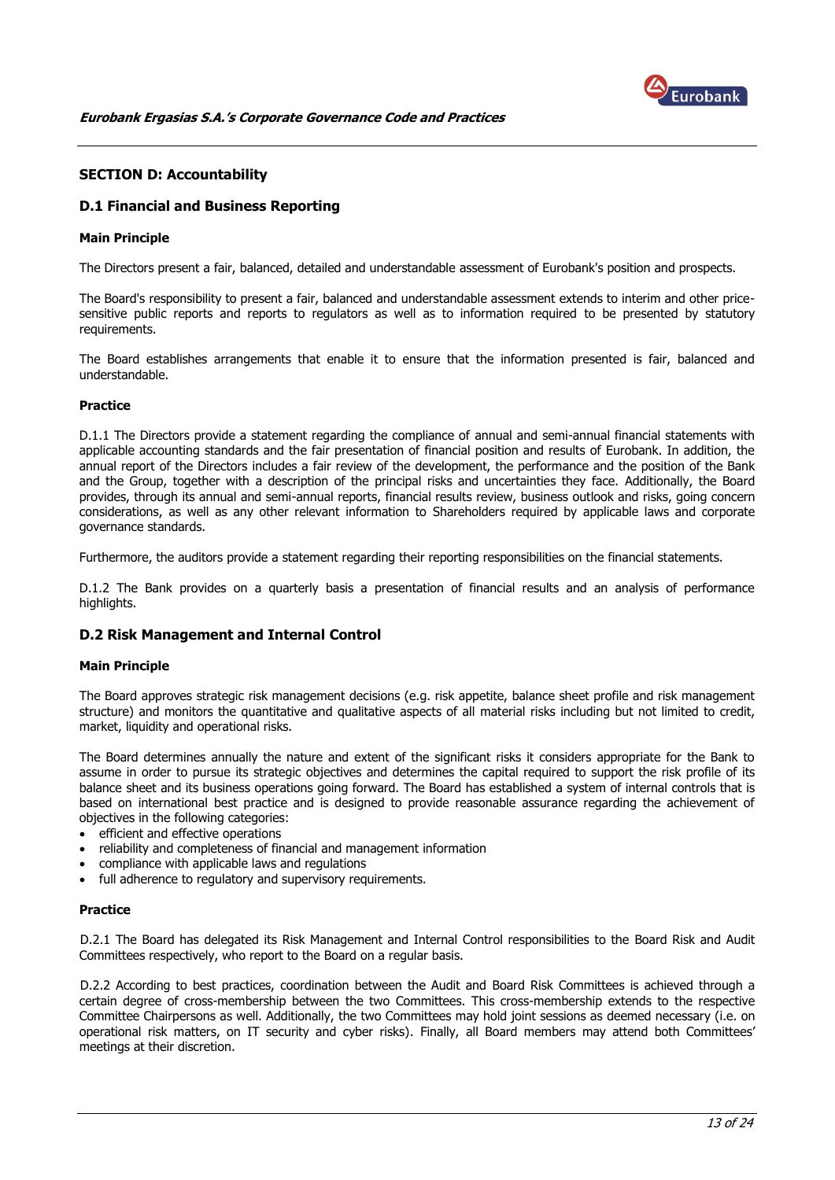## SECTION D: Accountability

### D.1 Financial and Business Reporting

#### Main Principle

The Directors present a fair, balanced, detailed and understandable assessment of Eurobank's position and prospects.

The Board's responsibility to present a fair, balanced and understandable assessment extends to interim and other price-sensitive public reports and reports to regulators as well as to information required to be presented by statutory requirements.

The Board establishes arrangements that enable it to ensure that the information presented is fair, balanced and understandable.

#### Practice

D.1.1 The Directors provide a statement regarding the compliance of annual and semi-annual financial statements with applicable accounting standards and the fair presentation of financial position and results of Eurobank. In addition, the annual report of the Directors includes a fair review of the development, the performance and the position of the Bank and the Group, together with a description of the principal risks and uncertainties they face. Additionally, the Board provides, through its annual and semi-annual reports, financial results review, business outlook and risks, going concern considerations, as well as any other relevant information to Shareholders required by applicable laws and corporate governance standards.

Furthermore, the auditors provide a statement regarding their reporting responsibilities on the financial statements.

D.1.2 The Bank provides on a quarterly basis a presentation of financial results and an analysis of performance highlights.

### D.2 Risk Management and Internal Control

#### Main Principle

The Board approves strategic risk management decisions (e.g. risk appetite, balance sheet profile and risk management structure) and monitors the quantitative and qualitative aspects of all material risks including but not limited to credit, market, liquidity and operational risks.

The Board determines annually the nature and extent of the significant risks it considers appropriate for the Bank to assume in order to pursue its strategic objectives and determines the capital required to support the risk profile of its balance sheet and its business operations going forward. The Board has established a system of internal controls that is based on international best practice and is designed to provide reasonable assurance regarding the achievement of objectives in the following categories:

- efficient and effective operations
- reliability and completeness of financial and management information
- compliance with applicable laws and regulations
- full adherence to regulatory and supervisory requirements.

#### Practice

D.2.1 The Board has delegated its Risk Management and Internal Control responsibilities to the Board Risk and Audit Committees respectively, who report to the Board on a regular basis.

D.2.2 According to best practices, coordination between the Audit and Board Risk Committees is achieved through a certain degree of cross-membership between the two Committees. This cross-membership extends to the respective Committee Chairpersons as well. Additionally, the two Committees may hold joint sessions as deemed necessary (i.e. on operational risk matters, on IT security and cyber risks). Finally, all Board members may attend both Committees' meetings at their discretion.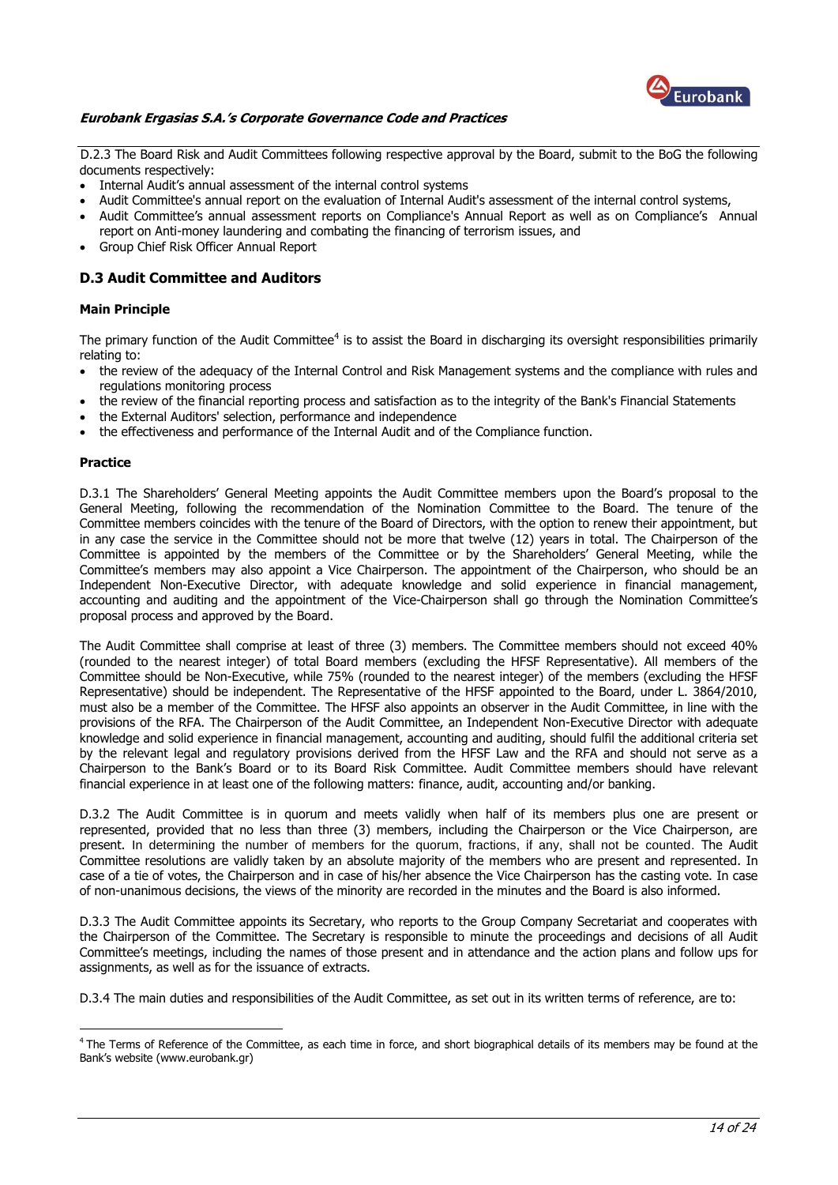D.2.3 The Board Risk and Audit Committees following respective approval by the Board, submit to the BoG the following documents respectively:

- Internal Audit's annual assessment of the internal control systems
- Audit Committee's annual report on the evaluation of Internal Audit's assessment of the internal control systems,
- Audit Committee's annual assessment reports on Compliance's Annual Report as well as on Compliance's Annual report on Anti-money laundering and combating the financing of terrorism issues, and
- Group Chief Risk Officer Annual Report

## D.3 Audit Committee and Auditors

### Main Principle

The primary function of the Audit Committee[4] is to assist the Board in discharging its oversight responsibilities primarily relating to:

- the review of the adequacy of the Internal Control and Risk Management systems and the compliance with rules and regulations monitoring process
- the review of the financial reporting process and satisfaction as to the integrity of the Bank's Financial Statements
- the External Auditors' selection, performance and independence
- the effectiveness and performance of the Internal Audit and of the Compliance function.

### Practice

D.3.1 The Shareholders' General Meeting appoints the Audit Committee members upon the Board's proposal to the General Meeting, following the recommendation of the Nomination Committee to the Board. The tenure of the Committee members coincides with the tenure of the Board of Directors, with the option to renew their appointment, but in any case the service in the Committee should not be more that twelve (12) years in total. The Chairperson of the Committee is appointed by the members of the Committee or by the Shareholders' General Meeting, while the Committee's members may also appoint a Vice Chairperson. The appointment of the Chairperson, who should be an Independent Non-Executive Director, with adequate knowledge and solid experience in financial management, accounting and auditing and the appointment of the Vice-Chairperson shall go through the Nomination Committee's proposal process and approved by the Board.

The Audit Committee shall comprise at least of three (3) members. The Committee members should not exceed 40% (rounded to the nearest integer) of total Board members (excluding the HFSF Representative). All members of the Committee should be Non-Executive, while 75% (rounded to the nearest integer) of the members (excluding the HFSF Representative) should be independent. The Representative of the HFSF appointed to the Board, under L. 3864/2010, must also be a member of the Committee. The HFSF also appoints an observer in the Audit Committee, in line with the provisions of the RFA. The Chairperson of the Audit Committee, an Independent Non-Executive Director with adequate knowledge and solid experience in financial management, accounting and auditing, should fulfil the additional criteria set by the relevant legal and regulatory provisions derived from the HFSF Law and the RFA and should not serve as a Chairperson to the Bank's Board or to its Board Risk Committee. Audit Committee members should have relevant financial experience in at least one of the following matters: finance, audit, accounting and/or banking.

D.3.2 The Audit Committee is in quorum and meets validly when half of its members plus one are present or represented, provided that no less than three (3) members, including the Chairperson or the Vice Chairperson, are present. In determining the number of members for the quorum, fractions, if any, shall not be counted. The Audit Committee resolutions are validly taken by an absolute majority of the members who are present and represented. In case of a tie of votes, the Chairperson and in case of his/her absence the Vice Chairperson has the casting vote. In case of non-unanimous decisions, the views of the minority are recorded in the minutes and the Board is also informed.

D.3.3 The Audit Committee appoints its Secretary, who reports to the Group Company Secretariat and cooperates with the Chairperson of the Committee. The Secretary is responsible to minute the proceedings and decisions of all Audit Committee's meetings, including the names of those present and in attendance and the action plans and follow ups for assignments, as well as for the issuance of extracts.

D.3.4 The main duties and responsibilities of the Audit Committee, as set out in its written terms of reference, are to:

---

[4] The Terms of Reference of the Committee, as each time in force, and short biographical details of its members may be found at the Bank's website (www.eurobank.gr)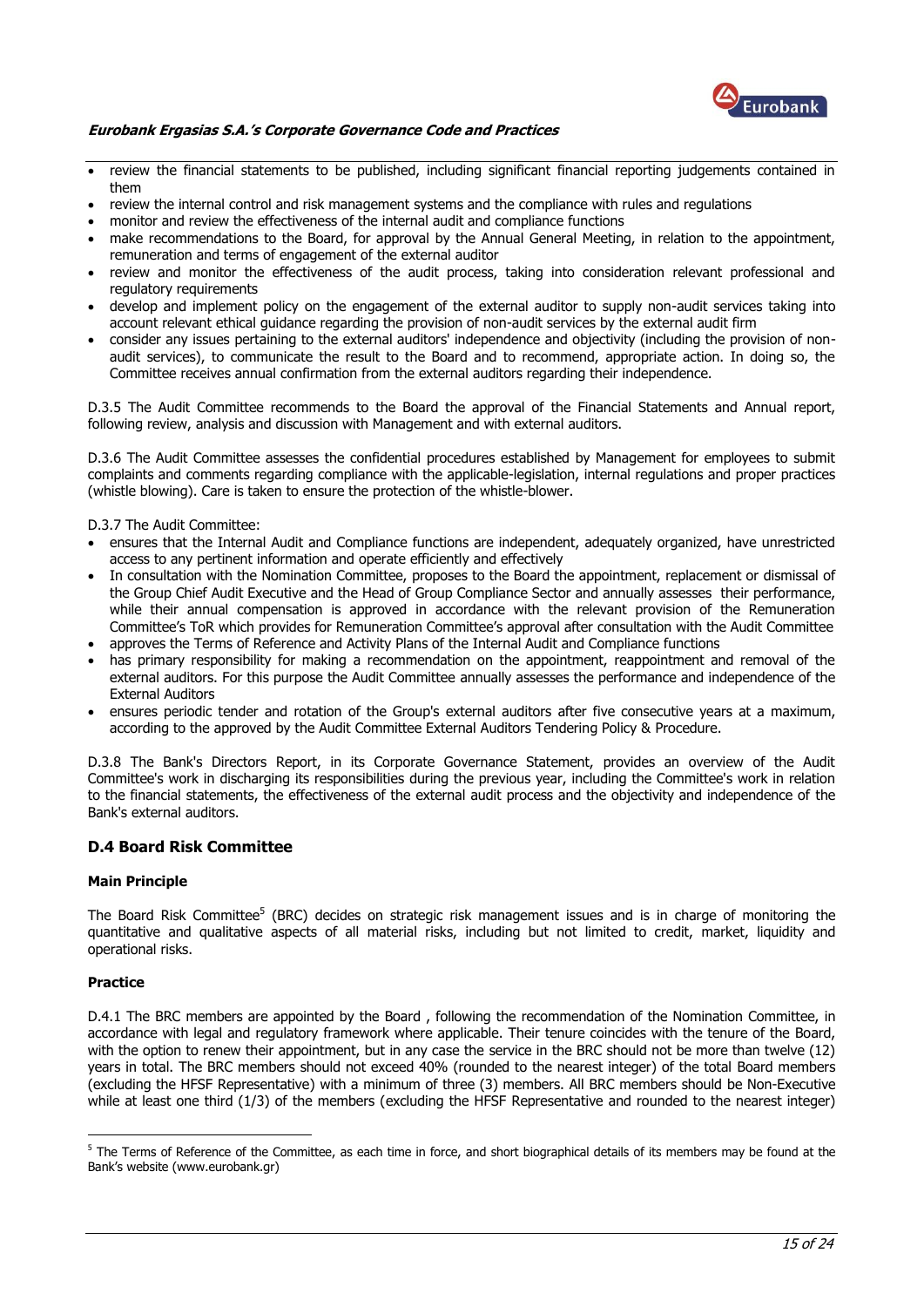- review the financial statements to be published, including significant financial reporting judgements contained in them
- review the internal control and risk management systems and the compliance with rules and regulations
- monitor and review the effectiveness of the internal audit and compliance functions
- make recommendations to the Board, for approval by the Annual General Meeting, in relation to the appointment, remuneration and terms of engagement of the external auditor
- review and monitor the effectiveness of the audit process, taking into consideration relevant professional and regulatory requirements
- develop and implement policy on the engagement of the external auditor to supply non-audit services taking into account relevant ethical guidance regarding the provision of non-audit services by the external audit firm
- consider any issues pertaining to the external auditors' independence and objectivity (including the provision of non-audit services), to communicate the result to the Board and to recommend, appropriate action. In doing so, the Committee receives annual confirmation from the external auditors regarding their independence.

D.3.5 The Audit Committee recommends to the Board the approval of the Financial Statements and Annual report, following review, analysis and discussion with Management and with external auditors.

D.3.6 The Audit Committee assesses the confidential procedures established by Management for employees to submit complaints and comments regarding compliance with the applicable-legislation, internal regulations and proper practices (whistle blowing). Care is taken to ensure the protection of the whistle-blower.

D.3.7 The Audit Committee:

- ensures that the Internal Audit and Compliance functions are independent, adequately organized, have unrestricted access to any pertinent information and operate efficiently and effectively
- In consultation with the Nomination Committee, proposes to the Board the appointment, replacement or dismissal of the Group Chief Audit Executive and the Head of Group Compliance Sector and annually assesses their performance, while their annual compensation is approved in accordance with the relevant provision of the Remuneration Committee's ToR which provides for Remuneration Committee's approval after consultation with the Audit Committee
- approves the Terms of Reference and Activity Plans of the Internal Audit and Compliance functions
- has primary responsibility for making a recommendation on the appointment, reappointment and removal of the external auditors. For this purpose the Audit Committee annually assesses the performance and independence of the External Auditors
- ensures periodic tender and rotation of the Group's external auditors after five consecutive years at a maximum, according to the approved by the Audit Committee External Auditors Tendering Policy & Procedure.

D.3.8 The Bank's Directors Report, in its Corporate Governance Statement, provides an overview of the Audit Committee's work in discharging its responsibilities during the previous year, including the Committee's work in relation to the financial statements, the effectiveness of the external audit process and the objectivity and independence of the Bank's external auditors.

## D.4 Board Risk Committee

**Main Principle**

The Board Risk Committee[5] (BRC) decides on strategic risk management issues and is in charge of monitoring the quantitative and qualitative aspects of all material risks, including but not limited to credit, market, liquidity and operational risks.

**Practice**

D.4.1 The BRC members are appointed by the Board , following the recommendation of the Nomination Committee, in accordance with legal and regulatory framework where applicable. Their tenure coincides with the tenure of the Board, with the option to renew their appointment, but in any case the service in the BRC should not be more than twelve (12) years in total. The BRC members should not exceed 40% (rounded to the nearest integer) of the total Board members (excluding the HFSF Representative) with a minimum of three (3) members. All BRC members should be Non-Executive while at least one third (1/3) of the members (excluding the HFSF Representative and rounded to the nearest integer)

[5] The Terms of Reference of the Committee, as each time in force, and short biographical details of its members may be found at the Bank's website (www.eurobank.gr)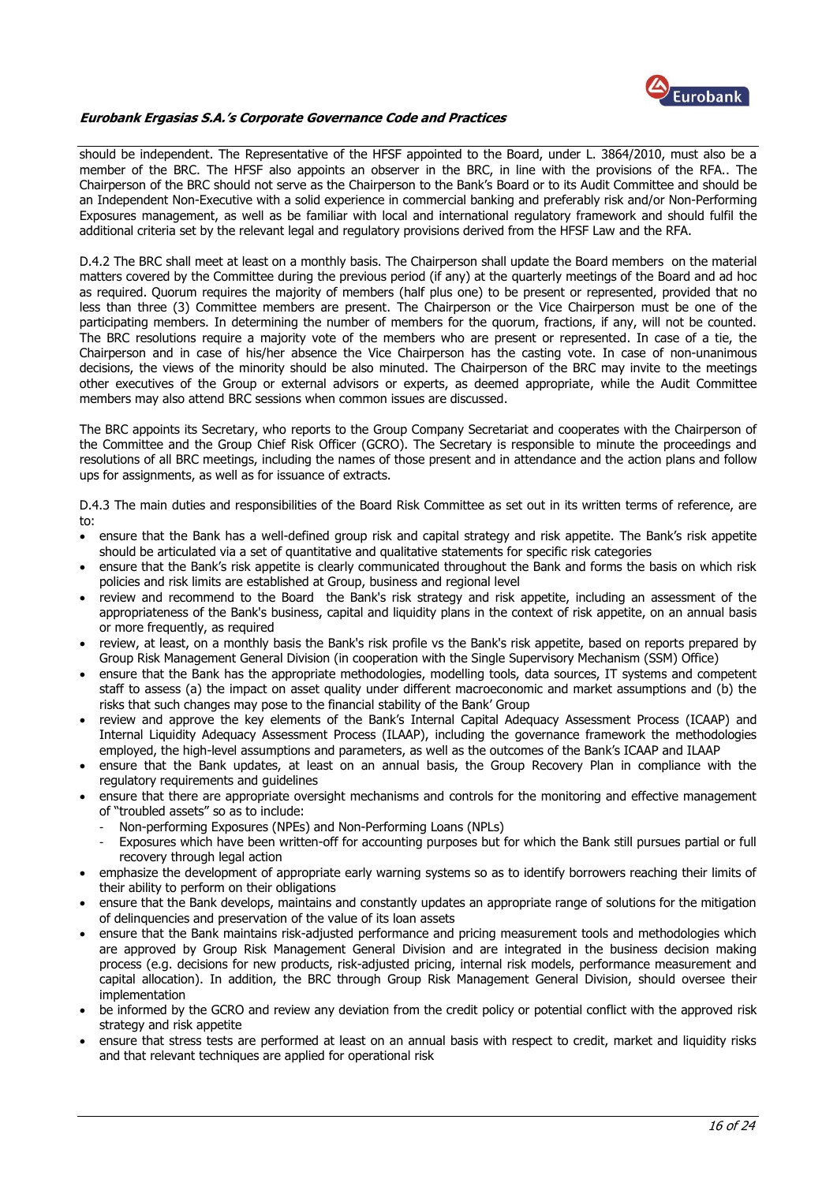should be independent. The Representative of the HFSF appointed to the Board, under L. 3864/2010, must also be a member of the BRC. The HFSF also appoints an observer in the BRC, in line with the provisions of the RFA.. The Chairperson of the BRC should not serve as the Chairperson to the Bank's Board or to its Audit Committee and should be an Independent Non-Executive with a solid experience in commercial banking and preferably risk and/or Non-Performing Exposures management, as well as be familiar with local and international regulatory framework and should fulfil the additional criteria set by the relevant legal and regulatory provisions derived from the HFSF Law and the RFA.

D.4.2 The BRC shall meet at least on a monthly basis. The Chairperson shall update the Board members on the material matters covered by the Committee during the previous period (if any) at the quarterly meetings of the Board and ad hoc as required. Quorum requires the majority of members (half plus one) to be present or represented, provided that no less than three (3) Committee members are present. The Chairperson or the Vice Chairperson must be one of the participating members. In determining the number of members for the quorum, fractions, if any, will not be counted. The BRC resolutions require a majority vote of the members who are present or represented. In case of a tie, the Chairperson and in case of his/her absence the Vice Chairperson has the casting vote. In case of non-unanimous decisions, the views of the minority should be also minuted. The Chairperson of the BRC may invite to the meetings other executives of the Group or external advisors or experts, as deemed appropriate, while the Audit Committee members may also attend BRC sessions when common issues are discussed.

The BRC appoints its Secretary, who reports to the Group Company Secretariat and cooperates with the Chairperson of the Committee and the Group Chief Risk Officer (GCRO). The Secretary is responsible to minute the proceedings and resolutions of all BRC meetings, including the names of those present and in attendance and the action plans and follow ups for assignments, as well as for issuance of extracts.

D.4.3 The main duties and responsibilities of the Board Risk Committee as set out in its written terms of reference, are to:

- ensure that the Bank has a well-defined group risk and capital strategy and risk appetite. The Bank's risk appetite should be articulated via a set of quantitative and qualitative statements for specific risk categories
- ensure that the Bank's risk appetite is clearly communicated throughout the Bank and forms the basis on which risk policies and risk limits are established at Group, business and regional level
- review and recommend to the Board the Bank's risk strategy and risk appetite, including an assessment of the appropriateness of the Bank's business, capital and liquidity plans in the context of risk appetite, on an annual basis or more frequently, as required
- review, at least, on a monthly basis the Bank's risk profile vs the Bank's risk appetite, based on reports prepared by Group Risk Management General Division (in cooperation with the Single Supervisory Mechanism (SSM) Office)
- ensure that the Bank has the appropriate methodologies, modelling tools, data sources, IT systems and competent staff to assess (a) the impact on asset quality under different macroeconomic and market assumptions and (b) the risks that such changes may pose to the financial stability of the Bank' Group
- review and approve the key elements of the Bank's Internal Capital Adequacy Assessment Process (ICAAP) and Internal Liquidity Adequacy Assessment Process (ILAAP), including the governance framework the methodologies employed, the high-level assumptions and parameters, as well as the outcomes of the Bank's ICAAP and ILAAP
- ensure that the Bank updates, at least on an annual basis, the Group Recovery Plan in compliance with the regulatory requirements and guidelines
- ensure that there are appropriate oversight mechanisms and controls for the monitoring and effective management of "troubled assets" so as to include:
  - Non-performing Exposures (NPEs) and Non-Performing Loans (NPLs)
  - Exposures which have been written-off for accounting purposes but for which the Bank still pursues partial or full recovery through legal action
- emphasize the development of appropriate early warning systems so as to identify borrowers reaching their limits of their ability to perform on their obligations
- ensure that the Bank develops, maintains and constantly updates an appropriate range of solutions for the mitigation of delinquencies and preservation of the value of its loan assets
- ensure that the Bank maintains risk-adjusted performance and pricing measurement tools and methodologies which are approved by Group Risk Management General Division and are integrated in the business decision making process (e.g. decisions for new products, risk-adjusted pricing, internal risk models, performance measurement and capital allocation). In addition, the BRC through Group Risk Management General Division, should oversee their implementation
- be informed by the GCRO and review any deviation from the credit policy or potential conflict with the approved risk strategy and risk appetite
- ensure that stress tests are performed at least on an annual basis with respect to credit, market and liquidity risks and that relevant techniques are applied for operational risk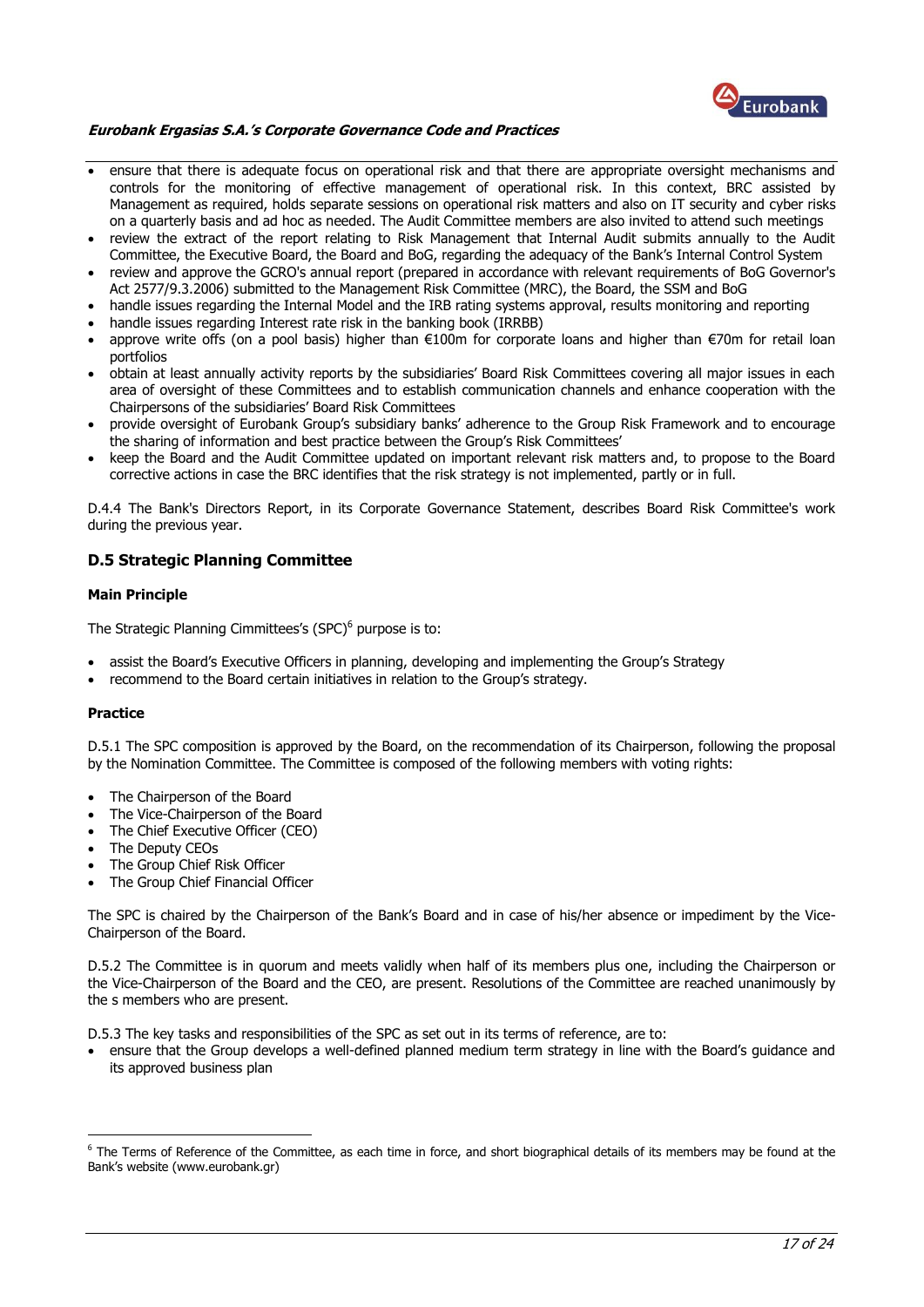- ensure that there is adequate focus on operational risk and that there are appropriate oversight mechanisms and controls for the monitoring of effective management of operational risk. In this context, BRC assisted by Management as required, holds separate sessions on operational risk matters and also on IT security and cyber risks on a quarterly basis and ad hoc as needed. The Audit Committee members are also invited to attend such meetings
- review the extract of the report relating to Risk Management that Internal Audit submits annually to the Audit Committee, the Executive Board, the Board and BoG, regarding the adequacy of the Bank's Internal Control System
- review and approve the GCRO's annual report (prepared in accordance with relevant requirements of BoG Governor's Act 2577/9.3.2006) submitted to the Management Risk Committee (MRC), the Board, the SSM and BoG
- handle issues regarding the Internal Model and the IRB rating systems approval, results monitoring and reporting
- handle issues regarding Interest rate risk in the banking book (IRRBB)
- approve write offs (on a pool basis) higher than €100m for corporate loans and higher than €70m for retail loan portfolios
- obtain at least annually activity reports by the subsidiaries' Board Risk Committees covering all major issues in each area of oversight of these Committees and to establish communication channels and enhance cooperation with the Chairpersons of the subsidiaries' Board Risk Committees
- provide oversight of Eurobank Group's subsidiary banks' adherence to the Group Risk Framework and to encourage the sharing of information and best practice between the Group's Risk Committees'
- keep the Board and the Audit Committee updated on important relevant risk matters and, to propose to the Board corrective actions in case the BRC identifies that the risk strategy is not implemented, partly or in full.

D.4.4 The Bank's Directors Report, in its Corporate Governance Statement, describes Board Risk Committee's work during the previous year.

## D.5 Strategic Planning Committee

#### Main Principle

The Strategic Planning Cimmittees's (SPC)[6] purpose is to:

- assist the Board's Executive Officers in planning, developing and implementing the Group's Strategy
- recommend to the Board certain initiatives in relation to the Group's strategy.

#### Practice

D.5.1 The SPC composition is approved by the Board, on the recommendation of its Chairperson, following the proposal by the Nomination Committee. The Committee is composed of the following members with voting rights:

- The Chairperson of the Board
- The Vice-Chairperson of the Board
- The Chief Executive Officer (CEO)
- The Deputy CEOs
- The Group Chief Risk Officer
- The Group Chief Financial Officer

The SPC is chaired by the Chairperson of the Bank's Board and in case of his/her absence or impediment by the Vice-Chairperson of the Board.

D.5.2 The Committee is in quorum and meets validly when half of its members plus one, including the Chairperson or the Vice-Chairperson of the Board and the CEO, are present. Resolutions of the Committee are reached unanimously by the s members who are present.

D.5.3 The key tasks and responsibilities of the SPC as set out in its terms of reference, are to:

- ensure that the Group develops a well-defined planned medium term strategy in line with the Board's guidance and its approved business plan

[6] The Terms of Reference of the Committee, as each time in force, and short biographical details of its members may be found at the Bank's website (www.eurobank.gr)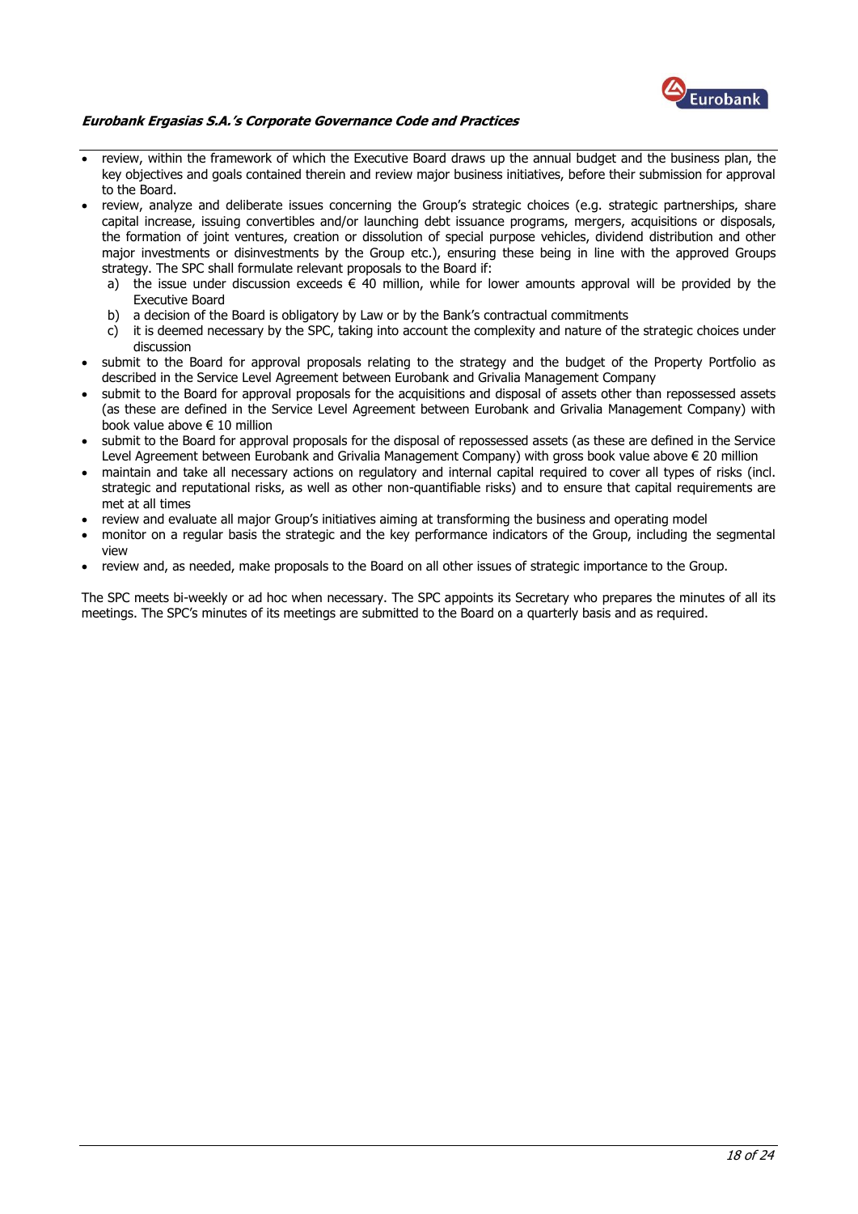- review, within the framework of which the Executive Board draws up the annual budget and the business plan, the key objectives and goals contained therein and review major business initiatives, before their submission for approval to the Board.
- review, analyze and deliberate issues concerning the Group's strategic choices (e.g. strategic partnerships, share capital increase, issuing convertibles and/or launching debt issuance programs, mergers, acquisitions or disposals, the formation of joint ventures, creation or dissolution of special purpose vehicles, dividend distribution and other major investments or disinvestments by the Group etc.), ensuring these being in line with the approved Groups strategy. The SPC shall formulate relevant proposals to the Board if:
  a) the issue under discussion exceeds € 40 million, while for lower amounts approval will be provided by the Executive Board
  b) a decision of the Board is obligatory by Law or by the Bank's contractual commitments
  c) it is deemed necessary by the SPC, taking into account the complexity and nature of the strategic choices under discussion
- submit to the Board for approval proposals relating to the strategy and the budget of the Property Portfolio as described in the Service Level Agreement between Eurobank and Grivalia Management Company
- submit to the Board for approval proposals for the acquisitions and disposal of assets other than repossessed assets (as these are defined in the Service Level Agreement between Eurobank and Grivalia Management Company) with book value above € 10 million
- submit to the Board for approval proposals for the disposal of repossessed assets (as these are defined in the Service Level Agreement between Eurobank and Grivalia Management Company) with gross book value above € 20 million
- maintain and take all necessary actions on regulatory and internal capital required to cover all types of risks (incl. strategic and reputational risks, as well as other non-quantifiable risks) and to ensure that capital requirements are met at all times
- review and evaluate all major Group's initiatives aiming at transforming the business and operating model
- monitor on a regular basis the strategic and the key performance indicators of the Group, including the segmental view
- review and, as needed, make proposals to the Board on all other issues of strategic importance to the Group.

The SPC meets bi-weekly or ad hoc when necessary. The SPC appoints its Secretary who prepares the minutes of all its meetings. The SPC's minutes of its meetings are submitted to the Board on a quarterly basis and as required.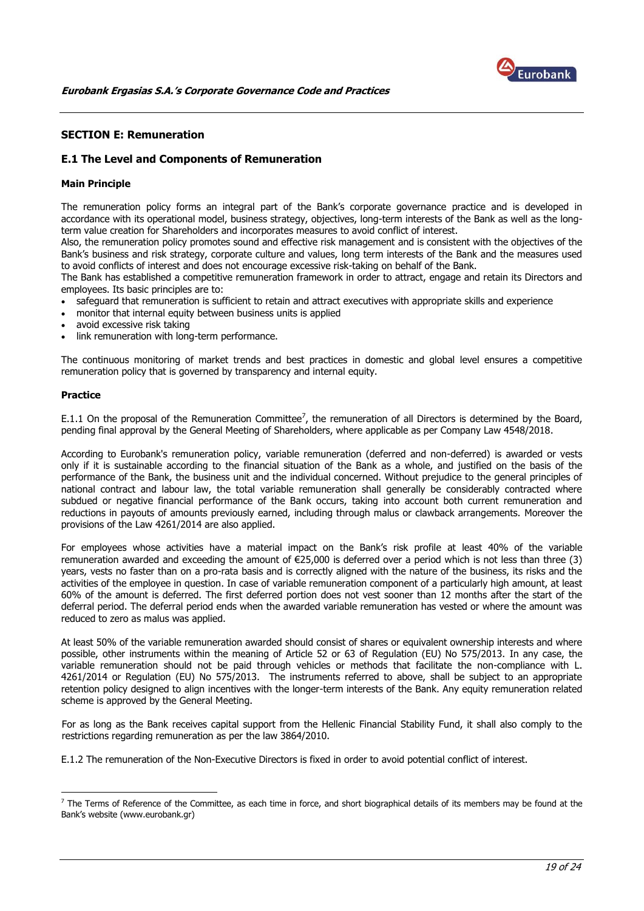## SECTION E: Remuneration

### E.1 The Level and Components of Remuneration

#### Main Principle

The remuneration policy forms an integral part of the Bank's corporate governance practice and is developed in accordance with its operational model, business strategy, objectives, long-term interests of the Bank as well as the long-term value creation for Shareholders and incorporates measures to avoid conflict of interest.

Also, the remuneration policy promotes sound and effective risk management and is consistent with the objectives of the Bank's business and risk strategy, corporate culture and values, long term interests of the Bank and the measures used to avoid conflicts of interest and does not encourage excessive risk-taking on behalf of the Bank.

The Bank has established a competitive remuneration framework in order to attract, engage and retain its Directors and employees. Its basic principles are to:

- safeguard that remuneration is sufficient to retain and attract executives with appropriate skills and experience
- monitor that internal equity between business units is applied
- avoid excessive risk taking
- link remuneration with long-term performance.

The continuous monitoring of market trends and best practices in domestic and global level ensures a competitive remuneration policy that is governed by transparency and internal equity.

#### Practice

E.1.1 On the proposal of the Remuneration Committee[7], the remuneration of all Directors is determined by the Board, pending final approval by the General Meeting of Shareholders, where applicable as per Company Law 4548/2018.

According to Eurobank's remuneration policy, variable remuneration (deferred and non-deferred) is awarded or vests only if it is sustainable according to the financial situation of the Bank as a whole, and justified on the basis of the performance of the Bank, the business unit and the individual concerned. Without prejudice to the general principles of national contract and labour law, the total variable remuneration shall generally be considerably contracted where subdued or negative financial performance of the Bank occurs, taking into account both current remuneration and reductions in payouts of amounts previously earned, including through malus or clawback arrangements. Moreover the provisions of the Law 4261/2014 are also applied.

For employees whose activities have a material impact on the Bank's risk profile at least 40% of the variable remuneration awarded and exceeding the amount of €25,000 is deferred over a period which is not less than three (3) years, vests no faster than on a pro-rata basis and is correctly aligned with the nature of the business, its risks and the activities of the employee in question. In case of variable remuneration component of a particularly high amount, at least 60% of the amount is deferred. The first deferred portion does not vest sooner than 12 months after the start of the deferral period. The deferral period ends when the awarded variable remuneration has vested or where the amount was reduced to zero as malus was applied.

At least 50% of the variable remuneration awarded should consist of shares or equivalent ownership interests and where possible, other instruments within the meaning of Article 52 or 63 of Regulation (EU) No 575/2013. In any case, the variable remuneration should not be paid through vehicles or methods that facilitate the non-compliance with L. 4261/2014 or Regulation (EU) No 575/2013. The instruments referred to above, shall be subject to an appropriate retention policy designed to align incentives with the longer-term interests of the Bank. Any equity remuneration related scheme is approved by the General Meeting.

For as long as the Bank receives capital support from the Hellenic Financial Stability Fund, it shall also comply to the restrictions regarding remuneration as per the law 3864/2010.

E.1.2 The remuneration of the Non-Executive Directors is fixed in order to avoid potential conflict of interest.

---

[7] The Terms of Reference of the Committee, as each time in force, and short biographical details of its members may be found at the Bank's website (www.eurobank.gr)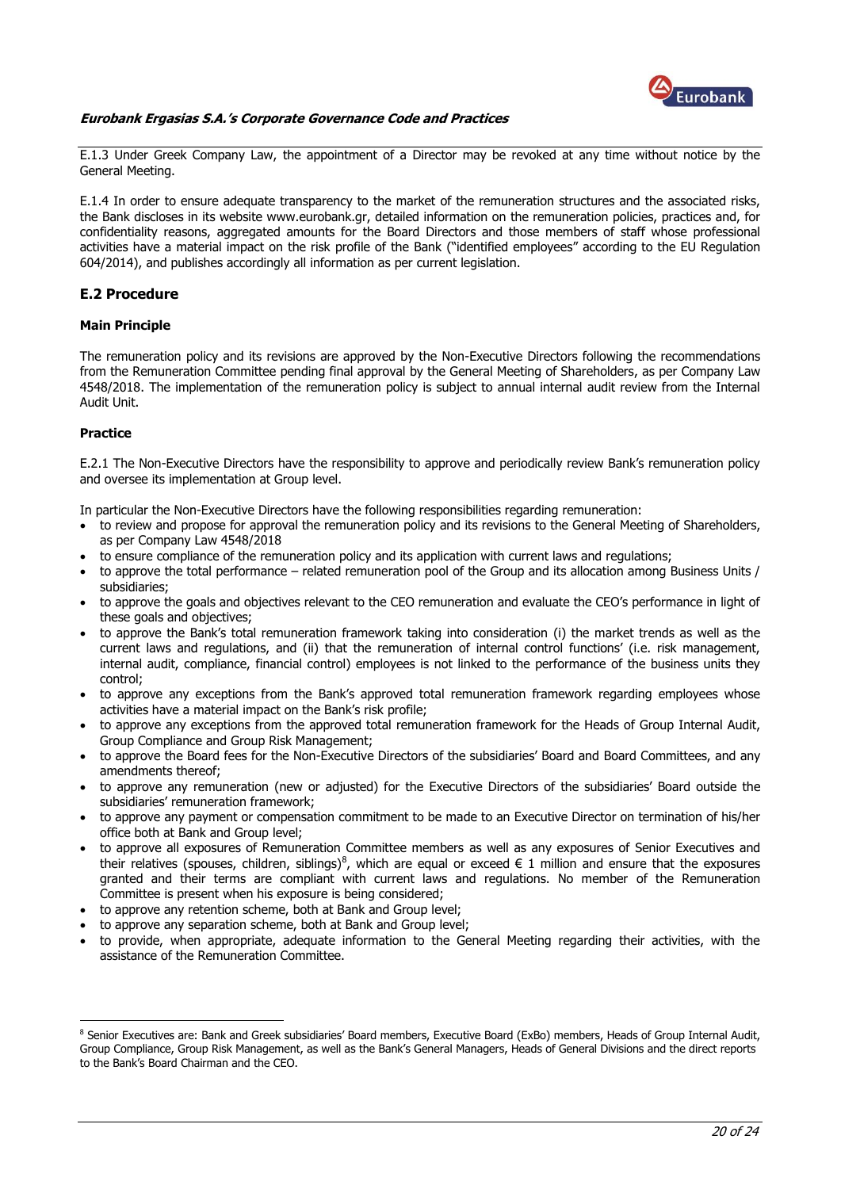E.1.3 Under Greek Company Law, the appointment of a Director may be revoked at any time without notice by the General Meeting.

E.1.4 In order to ensure adequate transparency to the market of the remuneration structures and the associated risks, the Bank discloses in its website www.eurobank.gr, detailed information on the remuneration policies, practices and, for confidentiality reasons, aggregated amounts for the Board Directors and those members of staff whose professional activities have a material impact on the risk profile of the Bank ("identified employees" according to the EU Regulation 604/2014), and publishes accordingly all information as per current legislation.

## E.2 Procedure

### Main Principle

The remuneration policy and its revisions are approved by the Non-Executive Directors following the recommendations from the Remuneration Committee pending final approval by the General Meeting of Shareholders, as per Company Law 4548/2018. The implementation of the remuneration policy is subject to annual internal audit review from the Internal Audit Unit.

### Practice

E.2.1 The Non-Executive Directors have the responsibility to approve and periodically review Bank's remuneration policy and oversee its implementation at Group level.

In particular the Non-Executive Directors have the following responsibilities regarding remuneration:

- to review and propose for approval the remuneration policy and its revisions to the General Meeting of Shareholders, as per Company Law 4548/2018
- to ensure compliance of the remuneration policy and its application with current laws and regulations;
- to approve the total performance – related remuneration pool of the Group and its allocation among Business Units / subsidiaries;
- to approve the goals and objectives relevant to the CEO remuneration and evaluate the CEO's performance in light of these goals and objectives;
- to approve the Bank's total remuneration framework taking into consideration (i) the market trends as well as the current laws and regulations, and (ii) that the remuneration of internal control functions' (i.e. risk management, internal audit, compliance, financial control) employees is not linked to the performance of the business units they control;
- to approve any exceptions from the Bank's approved total remuneration framework regarding employees whose activities have a material impact on the Bank's risk profile;
- to approve any exceptions from the approved total remuneration framework for the Heads of Group Internal Audit, Group Compliance and Group Risk Management;
- to approve the Board fees for the Non-Executive Directors of the subsidiaries' Board and Board Committees, and any amendments thereof;
- to approve any remuneration (new or adjusted) for the Executive Directors of the subsidiaries' Board outside the subsidiaries' remuneration framework;
- to approve any payment or compensation commitment to be made to an Executive Director on termination of his/her office both at Bank and Group level;
- to approve all exposures of Remuneration Committee members as well as any exposures of Senior Executives and their relatives (spouses, children, siblings)[8], which are equal or exceed € 1 million and ensure that the exposures granted and their terms are compliant with current laws and regulations. No member of the Remuneration Committee is present when his exposure is being considered;
- to approve any retention scheme, both at Bank and Group level;
- to approve any separation scheme, both at Bank and Group level;
- to provide, when appropriate, adequate information to the General Meeting regarding their activities, with the assistance of the Remuneration Committee.

---

[8] Senior Executives are: Bank and Greek subsidiaries' Board members, Executive Board (ExBo) members, Heads of Group Internal Audit, Group Compliance, Group Risk Management, as well as the Bank's General Managers, Heads of General Divisions and the direct reports to the Bank's Board Chairman and the CEO.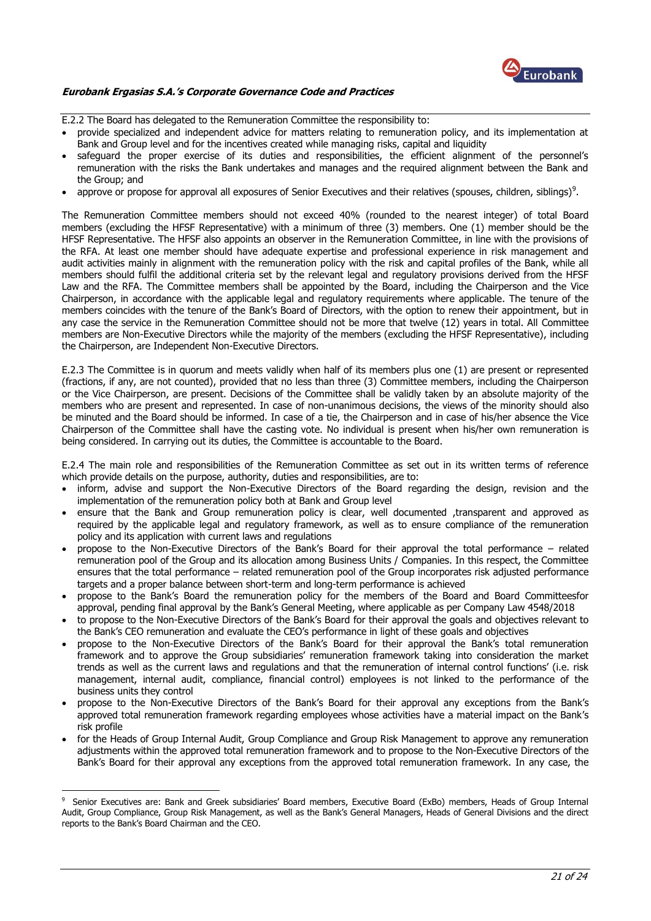E.2.2 The Board has delegated to the Remuneration Committee the responsibility to:

- provide specialized and independent advice for matters relating to remuneration policy, and its implementation at Bank and Group level and for the incentives created while managing risks, capital and liquidity
- safeguard the proper exercise of its duties and responsibilities, the efficient alignment of the personnel's remuneration with the risks the Bank undertakes and manages and the required alignment between the Bank and the Group; and
- approve or propose for approval all exposures of Senior Executives and their relatives (spouses, children, siblings)[9].

The Remuneration Committee members should not exceed 40% (rounded to the nearest integer) of total Board members (excluding the HFSF Representative) with a minimum of three (3) members. One (1) member should be the HFSF Representative. The HFSF also appoints an observer in the Remuneration Committee, in line with the provisions of the RFA. At least one member should have adequate expertise and professional experience in risk management and audit activities mainly in alignment with the remuneration policy with the risk and capital profiles of the Bank, while all members should fulfil the additional criteria set by the relevant legal and regulatory provisions derived from the HFSF Law and the RFA. The Committee members shall be appointed by the Board, including the Chairperson and the Vice Chairperson, in accordance with the applicable legal and regulatory requirements where applicable. The tenure of the members coincides with the tenure of the Bank's Board of Directors, with the option to renew their appointment, but in any case the service in the Remuneration Committee should not be more that twelve (12) years in total. All Committee members are Non-Executive Directors while the majority of the members (excluding the HFSF Representative), including the Chairperson, are Independent Non-Executive Directors.

E.2.3 The Committee is in quorum and meets validly when half of its members plus one (1) are present or represented (fractions, if any, are not counted), provided that no less than three (3) Committee members, including the Chairperson or the Vice Chairperson, are present. Decisions of the Committee shall be validly taken by an absolute majority of the members who are present and represented. In case of non-unanimous decisions, the views of the minority should also be minuted and the Board should be informed. In case of a tie, the Chairperson and in case of his/her absence the Vice Chairperson of the Committee shall have the casting vote. No individual is present when his/her own remuneration is being considered. In carrying out its duties, the Committee is accountable to the Board.

E.2.4 The main role and responsibilities of the Remuneration Committee as set out in its written terms of reference which provide details on the purpose, authority, duties and responsibilities, are to:

- inform, advise and support the Non-Executive Directors of the Board regarding the design, revision and the implementation of the remuneration policy both at Bank and Group level
- ensure that the Bank and Group remuneration policy is clear, well documented ,transparent and approved as required by the applicable legal and regulatory framework, as well as to ensure compliance of the remuneration policy and its application with current laws and regulations
- propose to the Non-Executive Directors of the Bank's Board for their approval the total performance – related remuneration pool of the Group and its allocation among Business Units / Companies. In this respect, the Committee ensures that the total performance – related remuneration pool of the Group incorporates risk adjusted performance targets and a proper balance between short-term and long-term performance is achieved
- propose to the Bank's Board the remuneration policy for the members of the Board and Board Committeesfor approval, pending final approval by the Bank's General Meeting, where applicable as per Company Law 4548/2018
- to propose to the Non-Executive Directors of the Bank's Board for their approval the goals and objectives relevant to the Bank's CEO remuneration and evaluate the CEO's performance in light of these goals and objectives
- propose to the Non-Executive Directors of the Bank's Board for their approval the Bank's total remuneration framework and to approve the Group subsidiaries' remuneration framework taking into consideration the market trends as well as the current laws and regulations and that the remuneration of internal control functions' (i.e. risk management, internal audit, compliance, financial control) employees is not linked to the performance of the business units they control
- propose to the Non-Executive Directors of the Bank's Board for their approval any exceptions from the Bank's approved total remuneration framework regarding employees whose activities have a material impact on the Bank's risk profile
- for the Heads of Group Internal Audit, Group Compliance and Group Risk Management to approve any remuneration adjustments within the approved total remuneration framework and to propose to the Non-Executive Directors of the Bank's Board for their approval any exceptions from the approved total remuneration framework. In any case, the

---

[9] Senior Executives are: Bank and Greek subsidiaries' Board members, Executive Board (ExBo) members, Heads of Group Internal Audit, Group Compliance, Group Risk Management, as well as the Bank's General Managers, Heads of General Divisions and the direct reports to the Bank's Board Chairman and the CEO.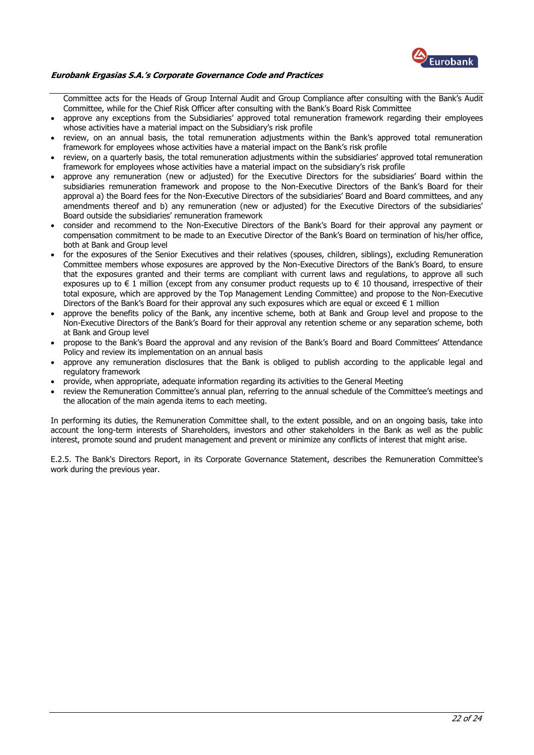Committee acts for the Heads of Group Internal Audit and Group Compliance after consulting with the Bank's Audit Committee, while for the Chief Risk Officer after consulting with the Bank's Board Risk Committee

- approve any exceptions from the Subsidiaries' approved total remuneration framework regarding their employees whose activities have a material impact on the Subsidiary's risk profile
- review, on an annual basis, the total remuneration adjustments within the Bank's approved total remuneration framework for employees whose activities have a material impact on the Bank's risk profile
- review, on a quarterly basis, the total remuneration adjustments within the subsidiaries' approved total remuneration framework for employees whose activities have a material impact on the subsidiary's risk profile
- approve any remuneration (new or adjusted) for the Executive Directors for the subsidiaries' Board within the subsidiaries remuneration framework and propose to the Non-Executive Directors of the Bank's Board for their approval a) the Board fees for the Non-Executive Directors of the subsidiaries' Board and Board committees, and any amendments thereof and b) any remuneration (new or adjusted) for the Executive Directors of the subsidiaries' Board outside the subsidiaries' remuneration framework
- consider and recommend to the Non-Executive Directors of the Bank's Board for their approval any payment or compensation commitment to be made to an Executive Director of the Bank's Board on termination of his/her office, both at Bank and Group level
- for the exposures of the Senior Executives and their relatives (spouses, children, siblings), excluding Remuneration Committee members whose exposures are approved by the Non-Executive Directors of the Bank's Board, to ensure that the exposures granted and their terms are compliant with current laws and regulations, to approve all such exposures up to € 1 million (except from any consumer product requests up to € 10 thousand, irrespective of their total exposure, which are approved by the Top Management Lending Committee) and propose to the Non-Executive Directors of the Bank's Board for their approval any such exposures which are equal or exceed € 1 million
- approve the benefits policy of the Bank, any incentive scheme, both at Bank and Group level and propose to the Non-Executive Directors of the Bank's Board for their approval any retention scheme or any separation scheme, both at Bank and Group level
- propose to the Bank's Board the approval and any revision of the Bank's Board and Board Committees' Attendance Policy and review its implementation on an annual basis
- approve any remuneration disclosures that the Bank is obliged to publish according to the applicable legal and regulatory framework
- provide, when appropriate, adequate information regarding its activities to the General Meeting
- review the Remuneration Committee's annual plan, referring to the annual schedule of the Committee's meetings and the allocation of the main agenda items to each meeting.

In performing its duties, the Remuneration Committee shall, to the extent possible, and on an ongoing basis, take into account the long-term interests of Shareholders, investors and other stakeholders in the Bank as well as the public interest, promote sound and prudent management and prevent or minimize any conflicts of interest that might arise.

E.2.5. The Bank's Directors Report, in its Corporate Governance Statement, describes the Remuneration Committee's work during the previous year.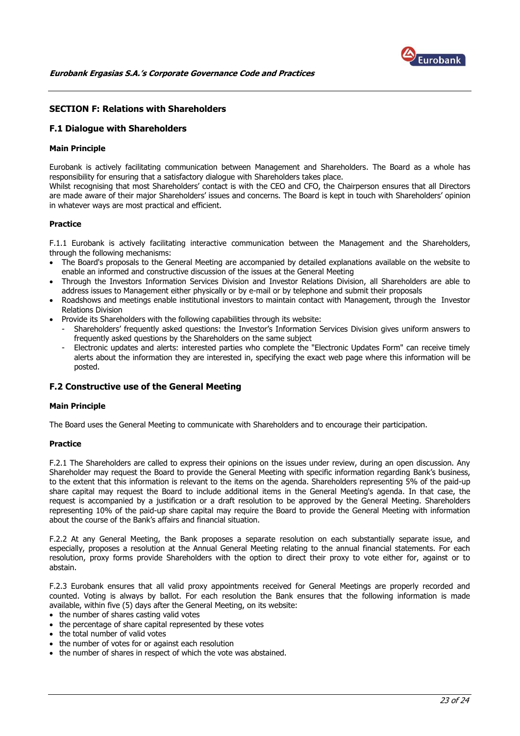## SECTION F: Relations with Shareholders

### F.1 Dialogue with Shareholders

#### Main Principle

Eurobank is actively facilitating communication between Management and Shareholders. The Board as a whole has responsibility for ensuring that a satisfactory dialogue with Shareholders takes place.
Whilst recognising that most Shareholders' contact is with the CEO and CFO, the Chairperson ensures that all Directors are made aware of their major Shareholders' issues and concerns. The Board is kept in touch with Shareholders' opinion in whatever ways are most practical and efficient.

#### Practice

F.1.1 Eurobank is actively facilitating interactive communication between the Management and the Shareholders, through the following mechanisms:

- The Board's proposals to the General Meeting are accompanied by detailed explanations available on the website to enable an informed and constructive discussion of the issues at the General Meeting
- Through the Investors Information Services Division and Investor Relations Division, all Shareholders are able to address issues to Management either physically or by e-mail or by telephone and submit their proposals
- Roadshows and meetings enable institutional investors to maintain contact with Management, through the Investor Relations Division
- Provide its Shareholders with the following capabilities through its website:
  - Shareholders' frequently asked questions: the Investor's Information Services Division gives uniform answers to frequently asked questions by the Shareholders on the same subject
  - Electronic updates and alerts: interested parties who complete the "Electronic Updates Form" can receive timely alerts about the information they are interested in, specifying the exact web page where this information will be posted.

### F.2 Constructive use of the General Meeting

#### Main Principle

The Board uses the General Meeting to communicate with Shareholders and to encourage their participation.

#### Practice

F.2.1 The Shareholders are called to express their opinions on the issues under review, during an open discussion. Any Shareholder may request the Board to provide the General Meeting with specific information regarding Bank's business, to the extent that this information is relevant to the items on the agenda. Shareholders representing 5% of the paid-up share capital may request the Board to include additional items in the General Meeting's agenda. In that case, the request is accompanied by a justification or a draft resolution to be approved by the General Meeting. Shareholders representing 10% of the paid-up share capital may require the Board to provide the General Meeting with information about the course of the Bank's affairs and financial situation.

F.2.2 At any General Meeting, the Bank proposes a separate resolution on each substantially separate issue, and especially, proposes a resolution at the Annual General Meeting relating to the annual financial statements. For each resolution, proxy forms provide Shareholders with the option to direct their proxy to vote either for, against or to abstain.

F.2.3 Eurobank ensures that all valid proxy appointments received for General Meetings are properly recorded and counted. Voting is always by ballot. For each resolution the Bank ensures that the following information is made available, within five (5) days after the General Meeting, on its website:

- the number of shares casting valid votes
- the percentage of share capital represented by these votes
- the total number of valid votes
- the number of votes for or against each resolution
- the number of shares in respect of which the vote was abstained.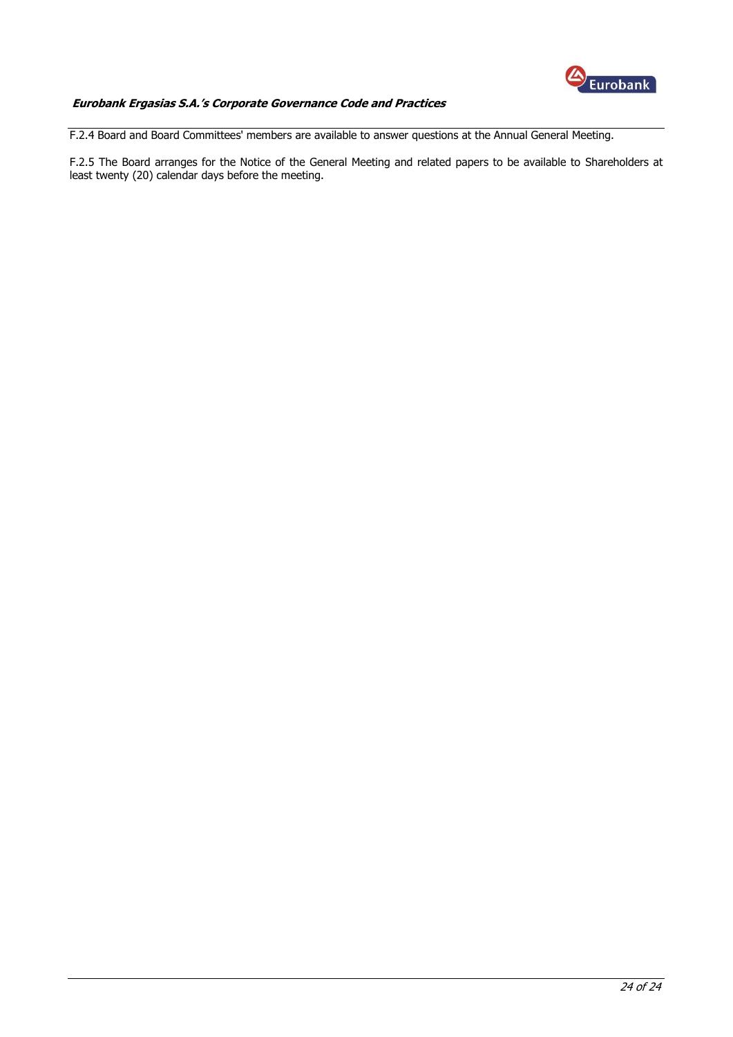F.2.4 Board and Board Committees' members are available to answer questions at the Annual General Meeting.

F.2.5 The Board arranges for the Notice of the General Meeting and related papers to be available to Shareholders at least twenty (20) calendar days before the meeting.